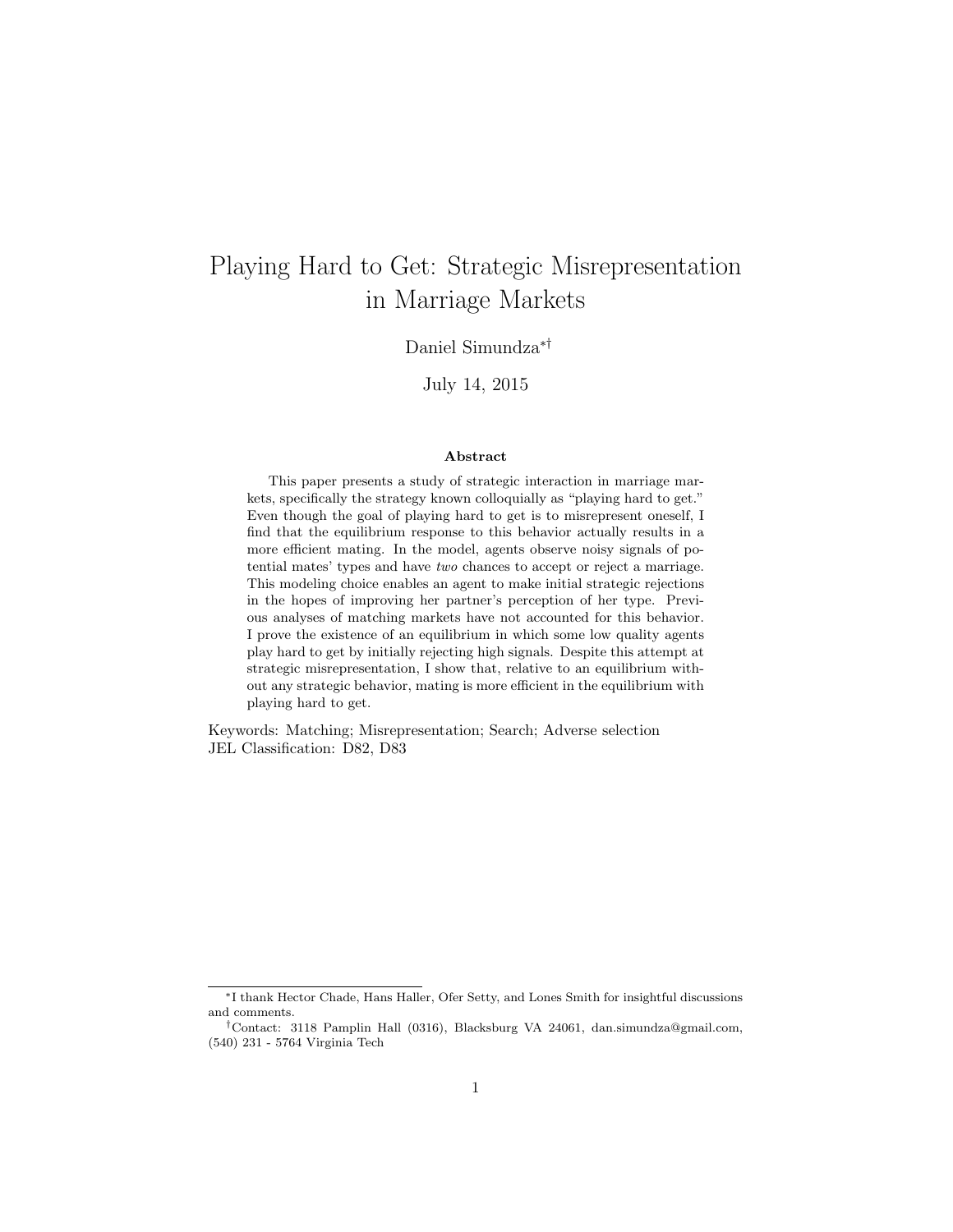# Playing Hard to Get: Strategic Misrepresentation in Marriage Markets

Daniel Simundza[*][†]

July 14, 2015

### Abstract

This paper presents a study of strategic interaction in marriage markets, specifically the strategy known colloquially as "playing hard to get." Even though the goal of playing hard to get is to misrepresent oneself, I find that the equilibrium response to this behavior actually results in a more efficient mating. In the model, agents observe noisy signals of potential mates' types and have *two* chances to accept or reject a marriage. This modeling choice enables an agent to make initial strategic rejections in the hopes of improving her partner's perception of her type. Previous analyses of matching markets have not accounted for this behavior. I prove the existence of an equilibrium in which some low quality agents play hard to get by initially rejecting high signals. Despite this attempt at strategic misrepresentation, I show that, relative to an equilibrium without any strategic behavior, mating is more efficient in the equilibrium with playing hard to get.

Keywords: Matching; Misrepresentation; Search; Adverse selection
JEL Classification: D82, D83

[*]I thank Hector Chade, Hans Haller, Ofer Setty, and Lones Smith for insightful discussions and comments.

[†]Contact: 3118 Pamplin Hall (0316), Blacksburg VA 24061, dan.simundza@gmail.com, (540) 231 - 5764 Virginia Tech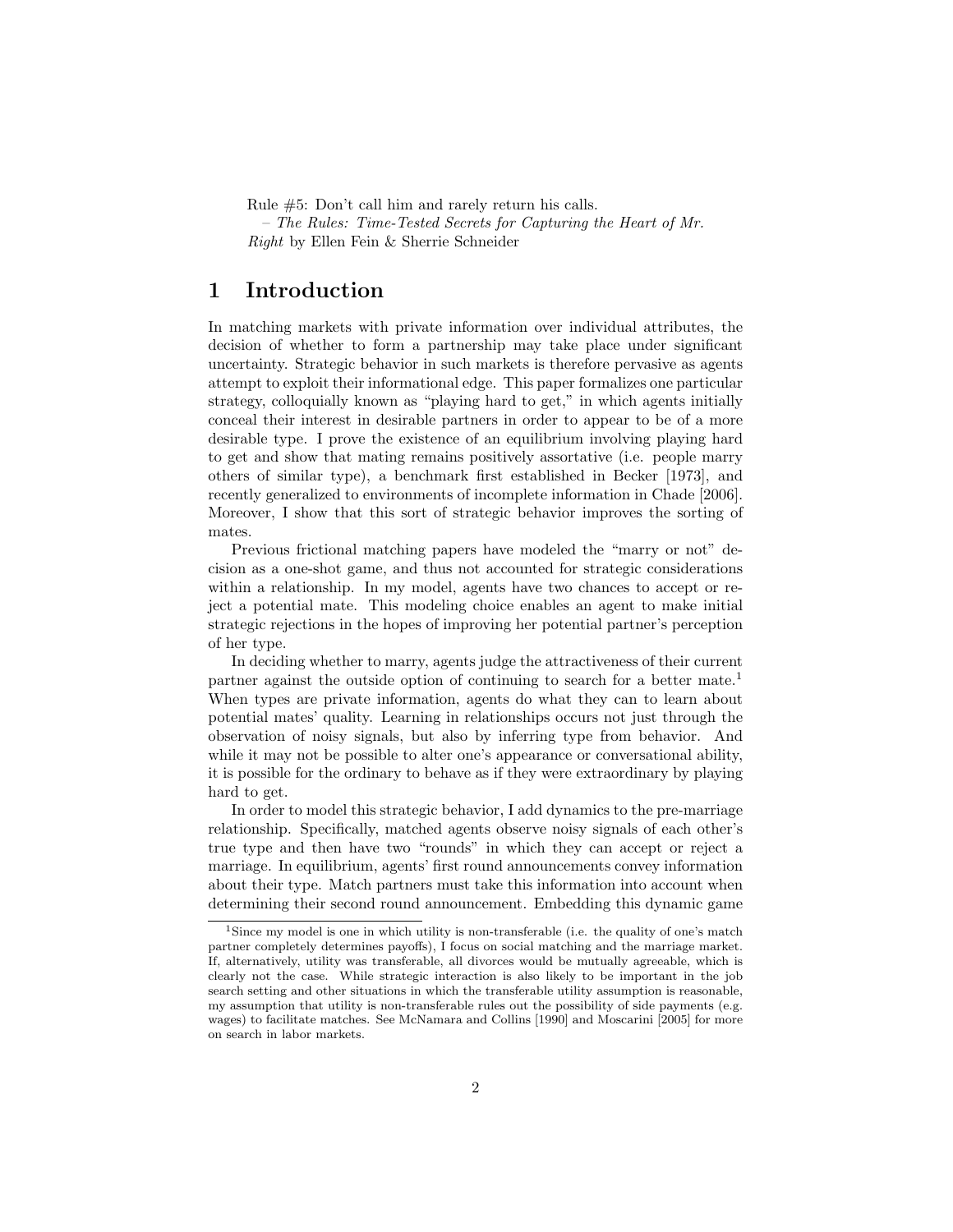Rule #5: Don't call him and rarely return his calls.
– *The Rules: Time-Tested Secrets for Capturing the Heart of Mr. Right* by Ellen Fein & Sherrie Schneider

# 1 Introduction

In matching markets with private information over individual attributes, the decision of whether to form a partnership may take place under significant uncertainty. Strategic behavior in such markets is therefore pervasive as agents attempt to exploit their informational edge. This paper formalizes one particular strategy, colloquially known as "playing hard to get," in which agents initially conceal their interest in desirable partners in order to appear to be of a more desirable type. I prove the existence of an equilibrium involving playing hard to get and show that mating remains positively assortative (i.e. people marry others of similar type), a benchmark first established in Becker [1973], and recently generalized to environments of incomplete information in Chade [2006]. Moreover, I show that this sort of strategic behavior improves the sorting of mates.

Previous frictional matching papers have modeled the "marry or not" decision as a one-shot game, and thus not accounted for strategic considerations within a relationship. In my model, agents have two chances to accept or reject a potential mate. This modeling choice enables an agent to make initial strategic rejections in the hopes of improving her potential partner's perception of her type.

In deciding whether to marry, agents judge the attractiveness of their current partner against the outside option of continuing to search for a better mate.[1] When types are private information, agents do what they can to learn about potential mates' quality. Learning in relationships occurs not just through the observation of noisy signals, but also by inferring type from behavior. And while it may not be possible to alter one's appearance or conversational ability, it is possible for the ordinary to behave as if they were extraordinary by playing hard to get.

In order to model this strategic behavior, I add dynamics to the pre-marriage relationship. Specifically, matched agents observe noisy signals of each other's true type and then have two "rounds" in which they can accept or reject a marriage. In equilibrium, agents' first round announcements convey information about their type. Match partners must take this information into account when determining their second round announcement. Embedding this dynamic game

[1] Since my model is one in which utility is non-transferable (i.e. the quality of one's match partner completely determines payoffs), I focus on social matching and the marriage market. If, alternatively, utility was transferable, all divorces would be mutually agreeable, which is clearly not the case. While strategic interaction is also likely to be important in the job search setting and other situations in which the transferable utility assumption is reasonable, my assumption that utility is non-transferable rules out the possibility of side payments (e.g. wages) to facilitate matches. See McNamara and Collins [1990] and Moscarini [2005] for more on search in labor markets.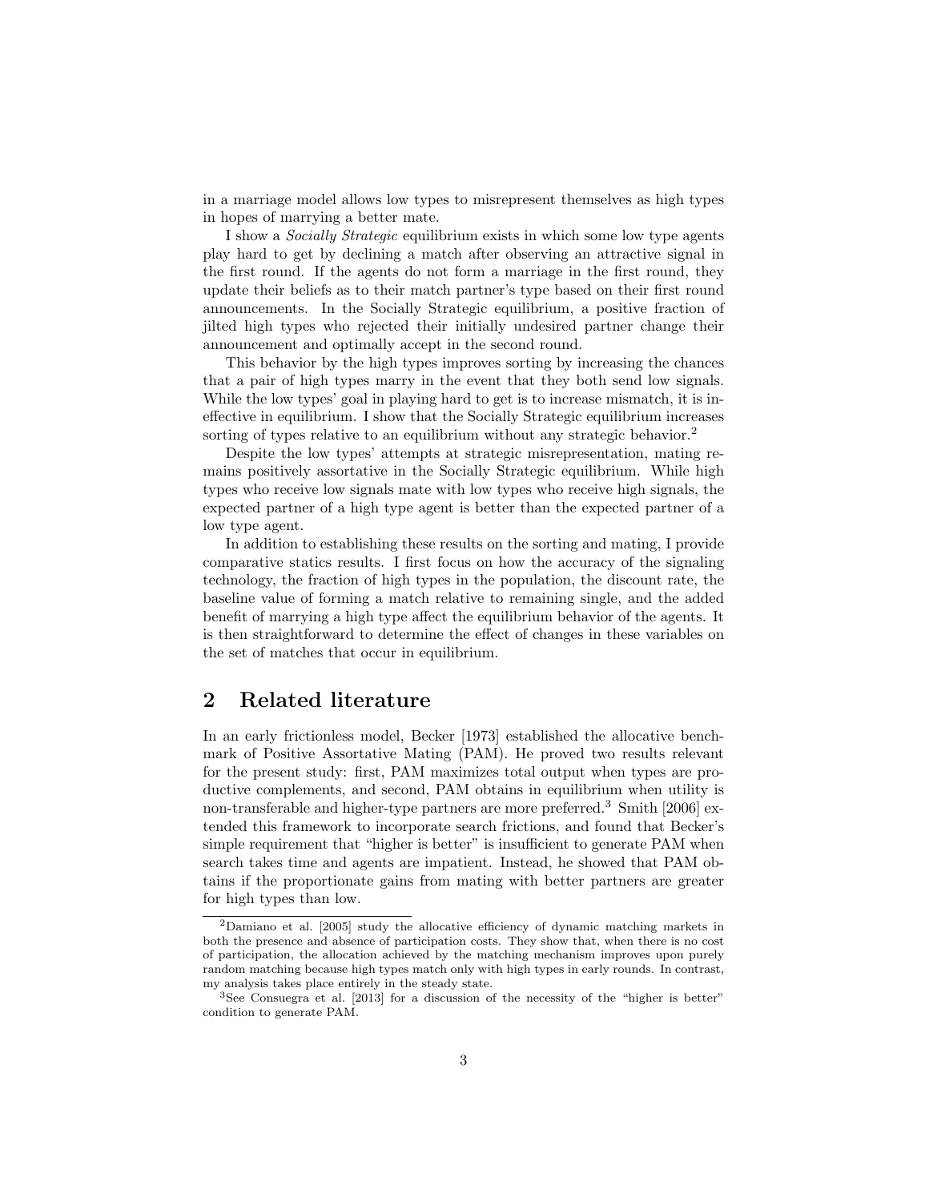in a marriage model allows low types to misrepresent themselves as high types in hopes of marrying a better mate.

I show a *Socially Strategic* equilibrium exists in which some low type agents play hard to get by declining a match after observing an attractive signal in the first round. If the agents do not form a marriage in the first round, they update their beliefs as to their match partner's type based on their first round announcements. In the Socially Strategic equilibrium, a positive fraction of jilted high types who rejected their initially undesired partner change their announcement and optimally accept in the second round.

This behavior by the high types improves sorting by increasing the chances that a pair of high types marry in the event that they both send low signals. While the low types' goal in playing hard to get is to increase mismatch, it is ineffective in equilibrium. I show that the Socially Strategic equilibrium increases sorting of types relative to an equilibrium without any strategic behavior.[2]

Despite the low types' attempts at strategic misrepresentation, mating remains positively assortative in the Socially Strategic equilibrium. While high types who receive low signals mate with low types who receive high signals, the expected partner of a high type agent is better than the expected partner of a low type agent.

In addition to establishing these results on the sorting and mating, I provide comparative statics results. I first focus on how the accuracy of the signaling technology, the fraction of high types in the population, the discount rate, the baseline value of forming a match relative to remaining single, and the added benefit of marrying a high type affect the equilibrium behavior of the agents. It is then straightforward to determine the effect of changes in these variables on the set of matches that occur in equilibrium.

## 2 Related literature

In an early frictionless model, Becker [1973] established the allocative benchmark of Positive Assortative Mating (PAM). He proved two results relevant for the present study: first, PAM maximizes total output when types are productive complements, and second, PAM obtains in equilibrium when utility is non-transferable and higher-type partners are more preferred.[3] Smith [2006] extended this framework to incorporate search frictions, and found that Becker's simple requirement that "higher is better" is insufficient to generate PAM when search takes time and agents are impatient. Instead, he showed that PAM obtains if the proportionate gains from mating with better partners are greater for high types than low.

[2] Damiano et al. [2005] study the allocative efficiency of dynamic matching markets in both the presence and absence of participation costs. They show that, when there is no cost of participation, the allocation achieved by the matching mechanism improves upon purely random matching because high types match only with high types in early rounds. In contrast, my analysis takes place entirely in the steady state.

[3] See Consuegra et al. [2013] for a discussion of the necessity of the "higher is better" condition to generate PAM.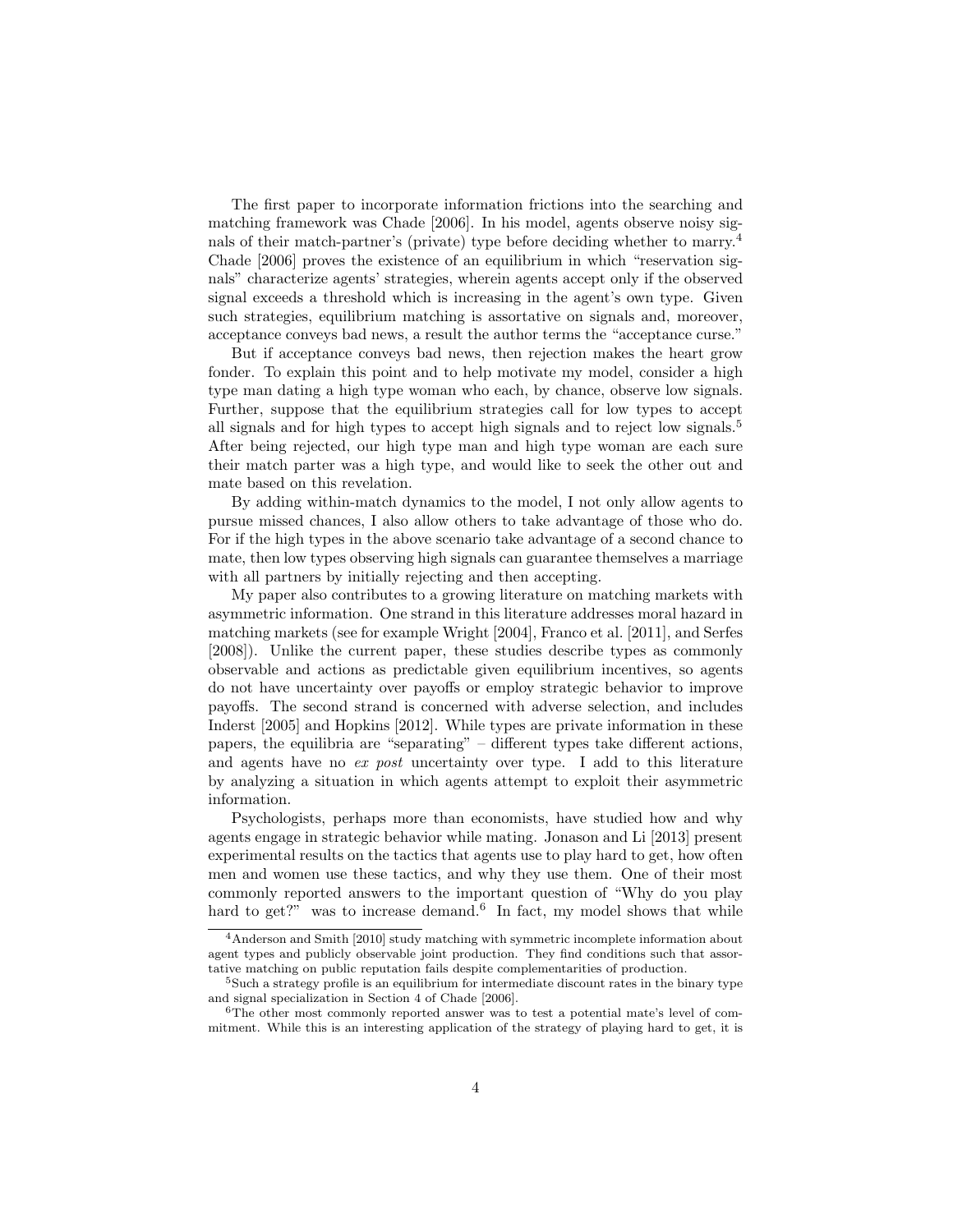The first paper to incorporate information frictions into the searching and matching framework was Chade [2006]. In his model, agents observe noisy signals of their match-partner's (private) type before deciding whether to marry.[4] Chade [2006] proves the existence of an equilibrium in which "reservation signals" characterize agents' strategies, wherein agents accept only if the observed signal exceeds a threshold which is increasing in the agent's own type. Given such strategies, equilibrium matching is assortative on signals and, moreover, acceptance conveys bad news, a result the author terms the "acceptance curse."

But if acceptance conveys bad news, then rejection makes the heart grow fonder. To explain this point and to help motivate my model, consider a high type man dating a high type woman who each, by chance, observe low signals. Further, suppose that the equilibrium strategies call for low types to accept all signals and for high types to accept high signals and to reject low signals.[5] After being rejected, our high type man and high type woman are each sure their match parter was a high type, and would like to seek the other out and mate based on this revelation.

By adding within-match dynamics to the model, I not only allow agents to pursue missed chances, I also allow others to take advantage of those who do. For if the high types in the above scenario take advantage of a second chance to mate, then low types observing high signals can guarantee themselves a marriage with all partners by initially rejecting and then accepting.

My paper also contributes to a growing literature on matching markets with asymmetric information. One strand in this literature addresses moral hazard in matching markets (see for example Wright [2004], Franco et al. [2011], and Serfes [2008]). Unlike the current paper, these studies describe types as commonly observable and actions as predictable given equilibrium incentives, so agents do not have uncertainty over payoffs or employ strategic behavior to improve payoffs. The second strand is concerned with adverse selection, and includes Inderst [2005] and Hopkins [2012]. While types are private information in these papers, the equilibria are "separating" – different types take different actions, and agents have no *ex post* uncertainty over type. I add to this literature by analyzing a situation in which agents attempt to exploit their asymmetric information.

Psychologists, perhaps more than economists, have studied how and why agents engage in strategic behavior while mating. Jonason and Li [2013] present experimental results on the tactics that agents use to play hard to get, how often men and women use these tactics, and why they use them. One of their most commonly reported answers to the important question of "Why do you play hard to get?" was to increase demand.[6] In fact, my model shows that while

[4] Anderson and Smith [2010] study matching with symmetric incomplete information about agent types and publicly observable joint production. They find conditions such that assortative matching on public reputation fails despite complementarities of production.

[5] Such a strategy profile is an equilibrium for intermediate discount rates in the binary type and signal specialization in Section 4 of Chade [2006].

[6] The other most commonly reported answer was to test a potential mate's level of commitment. While this is an interesting application of the strategy of playing hard to get, it is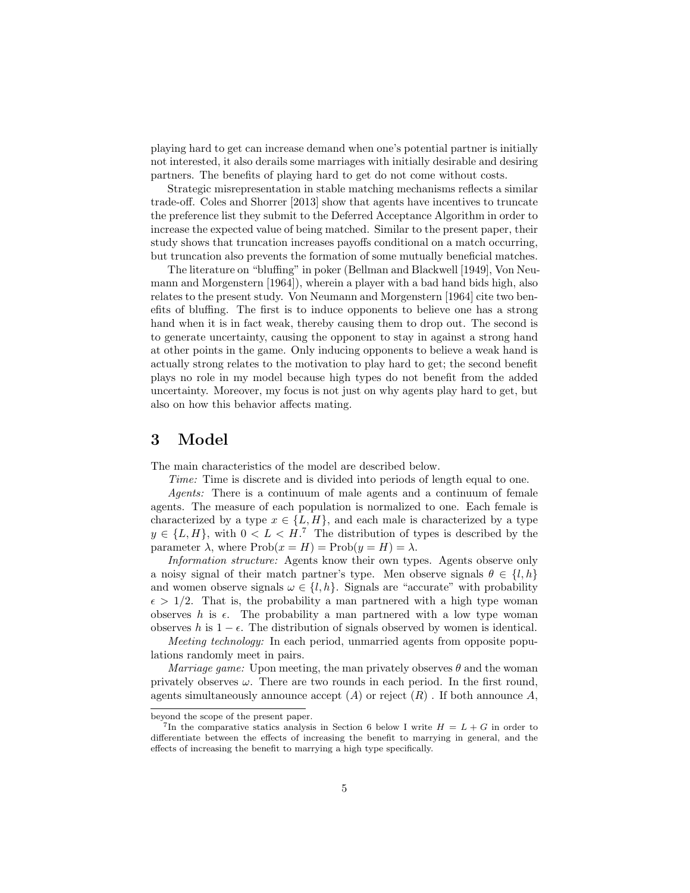playing hard to get can increase demand when one's potential partner is initially not interested, it also derails some marriages with initially desirable and desiring partners. The benefits of playing hard to get do not come without costs.

Strategic misrepresentation in stable matching mechanisms reflects a similar trade-off. Coles and Shorrer [2013] show that agents have incentives to truncate the preference list they submit to the Deferred Acceptance Algorithm in order to increase the expected value of being matched. Similar to the present paper, their study shows that truncation increases payoffs conditional on a match occurring, but truncation also prevents the formation of some mutually beneficial matches.

The literature on "bluffing" in poker (Bellman and Blackwell [1949], Von Neumann and Morgenstern [1964]), wherein a player with a bad hand bids high, also relates to the present study. Von Neumann and Morgenstern [1964] cite two benefits of bluffing. The first is to induce opponents to believe one has a strong hand when it is in fact weak, thereby causing them to drop out. The second is to generate uncertainty, causing the opponent to stay in against a strong hand at other points in the game. Only inducing opponents to believe a weak hand is actually strong relates to the motivation to play hard to get; the second benefit plays no role in my model because high types do not benefit from the added uncertainty. Moreover, my focus is not just on why agents play hard to get, but also on how this behavior affects mating.

# 3 Model

The main characteristics of the model are described below.

*Time:* Time is discrete and is divided into periods of length equal to one.

*Agents:* There is a continuum of male agents and a continuum of female agents. The measure of each population is normalized to one. Each female is characterized by a type $x \in \{L, H\}$, and each male is characterized by a type $y \in \{L, H\}$, with $0 < L < H$.[7] The distribution of types is described by the parameter $\lambda$, where $\text{Prob}(x = H) = \text{Prob}(y = H) = \lambda$.

*Information structure:* Agents know their own types. Agents observe only a noisy signal of their match partner's type. Men observe signals $\theta \in \{l, h\}$ and women observe signals $\omega \in \{l, h\}$. Signals are "accurate" with probability $\epsilon > 1/2$. That is, the probability a man partnered with a high type woman observes $h$ is $\epsilon$. The probability a man partnered with a low type woman observes $h$ is $1 - \epsilon$. The distribution of signals observed by women is identical.

*Meeting technology:* In each period, unmarried agents from opposite populations randomly meet in pairs.

*Marriage game:* Upon meeting, the man privately observes $\theta$ and the woman privately observes $\omega$. There are two rounds in each period. In the first round, agents simultaneously announce accept ($A$) or reject ($R$) . If both announce $A$,

beyond the scope of the present paper.

[7] In the comparative statics analysis in Section 6 below I write $H = L + G$ in order to differentiate between the effects of increasing the benefit to marrying in general, and the effects of increasing the benefit to marrying a high type specifically.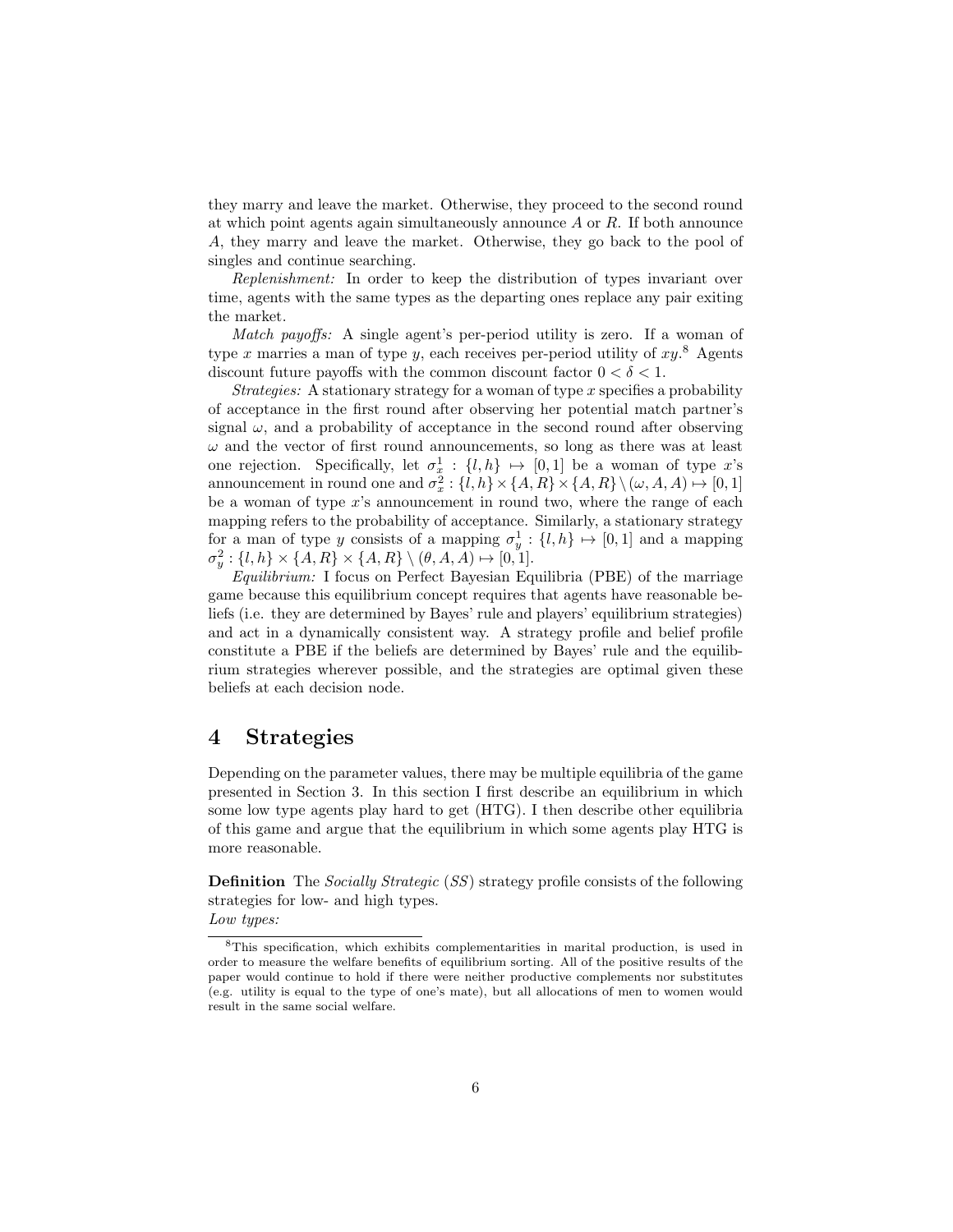they marry and leave the market. Otherwise, they proceed to the second round at which point agents again simultaneously announce $A$ or $R$. If both announce $A$, they marry and leave the market. Otherwise, they go back to the pool of singles and continue searching.

*Replenishment:* In order to keep the distribution of types invariant over time, agents with the same types as the departing ones replace any pair exiting the market.

*Match payoffs:* A single agent's per-period utility is zero. If a woman of type $x$ marries a man of type $y$, each receives per-period utility of $xy$.[8] Agents discount future payoffs with the common discount factor $0 < \delta < 1$.

*Strategies:* A stationary strategy for a woman of type $x$ specifies a probability of acceptance in the first round after observing her potential match partner's signal $\omega$, and a probability of acceptance in the second round after observing $\omega$ and the vector of first round announcements, so long as there was at least one rejection. Specifically, let $\sigma_x^1 : \{l, h\} \mapsto [0, 1]$ be a woman of type $x$'s announcement in round one and $\sigma_x^2 : \{l, h\} \times \{A, R\} \times \{A, R\} \setminus (\omega, A, A) \mapsto [0, 1]$ be a woman of type $x$'s announcement in round two, where the range of each mapping refers to the probability of acceptance. Similarly, a stationary strategy for a man of type $y$ consists of a mapping $\sigma_y^1 : \{l, h\} \mapsto [0, 1]$ and a mapping $\sigma_y^2 : \{l, h\} \times \{A, R\} \times \{A, R\} \setminus (\theta, A, A) \mapsto [0, 1]$.

*Equilibrium:* I focus on Perfect Bayesian Equilibria (PBE) of the marriage game because this equilibrium concept requires that agents have reasonable beliefs (i.e. they are determined by Bayes' rule and players' equilibrium strategies) and act in a dynamically consistent way. A strategy profile and belief profile constitute a PBE if the beliefs are determined by Bayes' rule and the equilibrium strategies wherever possible, and the strategies are optimal given these beliefs at each decision node.

# 4 Strategies

Depending on the parameter values, there may be multiple equilibria of the game presented in Section 3. In this section I first describe an equilibrium in which some low type agents play hard to get (HTG). I then describe other equilibria of this game and argue that the equilibrium in which some agents play HTG is more reasonable.

**Definition** The *Socially Strategic* (*SS*) strategy profile consists of the following strategies for low- and high types.
*Low types:*

[8] This specification, which exhibits complementarities in marital production, is used in order to measure the welfare benefits of equilibrium sorting. All of the positive results of the paper would continue to hold if there were neither productive complements nor substitutes (e.g. utility is equal to the type of one's mate), but all allocations of men to women would result in the same social welfare.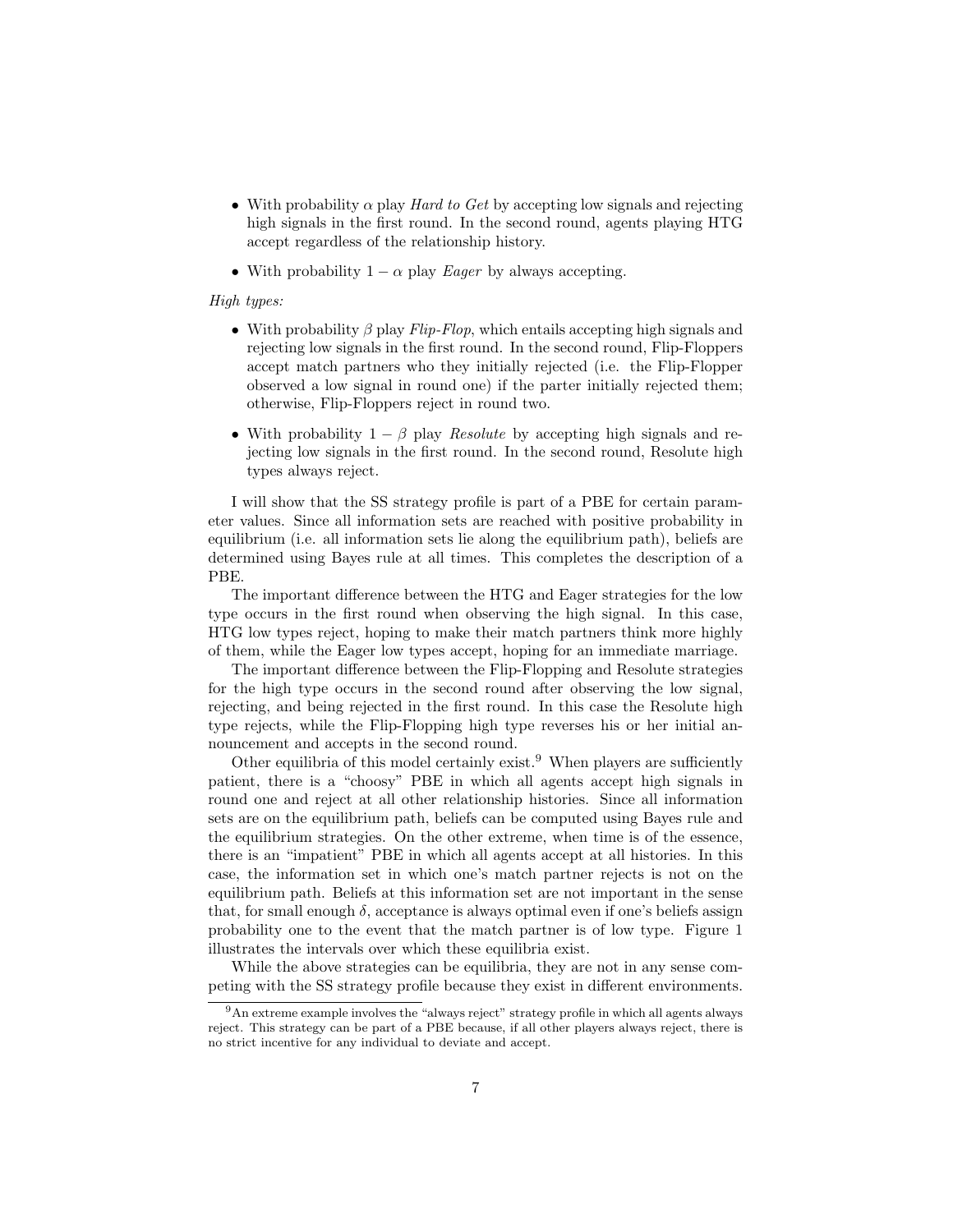- With probability $\alpha$ play *Hard to Get* by accepting low signals and rejecting high signals in the first round. In the second round, agents playing HTG accept regardless of the relationship history.
- With probability $1 - \alpha$ play *Eager* by always accepting.

*High types:*

- With probability $\beta$ play *Flip-Flop*, which entails accepting high signals and rejecting low signals in the first round. In the second round, Flip-Floppers accept match partners who they initially rejected (i.e. the Flip-Flopper observed a low signal in round one) if the parter initially rejected them; otherwise, Flip-Floppers reject in round two.
- With probability $1 - \beta$ play *Resolute* by accepting high signals and rejecting low signals in the first round. In the second round, Resolute high types always reject.

I will show that the SS strategy profile is part of a PBE for certain parameter values. Since all information sets are reached with positive probability in equilibrium (i.e. all information sets lie along the equilibrium path), beliefs are determined using Bayes rule at all times. This completes the description of a PBE.

The important difference between the HTG and Eager strategies for the low type occurs in the first round when observing the high signal. In this case, HTG low types reject, hoping to make their match partners think more highly of them, while the Eager low types accept, hoping for an immediate marriage.

The important difference between the Flip-Flopping and Resolute strategies for the high type occurs in the second round after observing the low signal, rejecting, and being rejected in the first round. In this case the Resolute high type rejects, while the Flip-Flopping high type reverses his or her initial announcement and accepts in the second round.

Other equilibria of this model certainly exist.[9] When players are sufficiently patient, there is a "choosy" PBE in which all agents accept high signals in round one and reject at all other relationship histories. Since all information sets are on the equilibrium path, beliefs can be computed using Bayes rule and the equilibrium strategies. On the other extreme, when time is of the essence, there is an "impatient" PBE in which all agents accept at all histories. In this case, the information set in which one's match partner rejects is not on the equilibrium path. Beliefs at this information set are not important in the sense that, for small enough $\delta$, acceptance is always optimal even if one's beliefs assign probability one to the event that the match partner is of low type. Figure 1 illustrates the intervals over which these equilibria exist.

While the above strategies can be equilibria, they are not in any sense competing with the SS strategy profile because they exist in different environments.

[9] An extreme example involves the "always reject" strategy profile in which all agents always reject. This strategy can be part of a PBE because, if all other players always reject, there is no strict incentive for any individual to deviate and accept.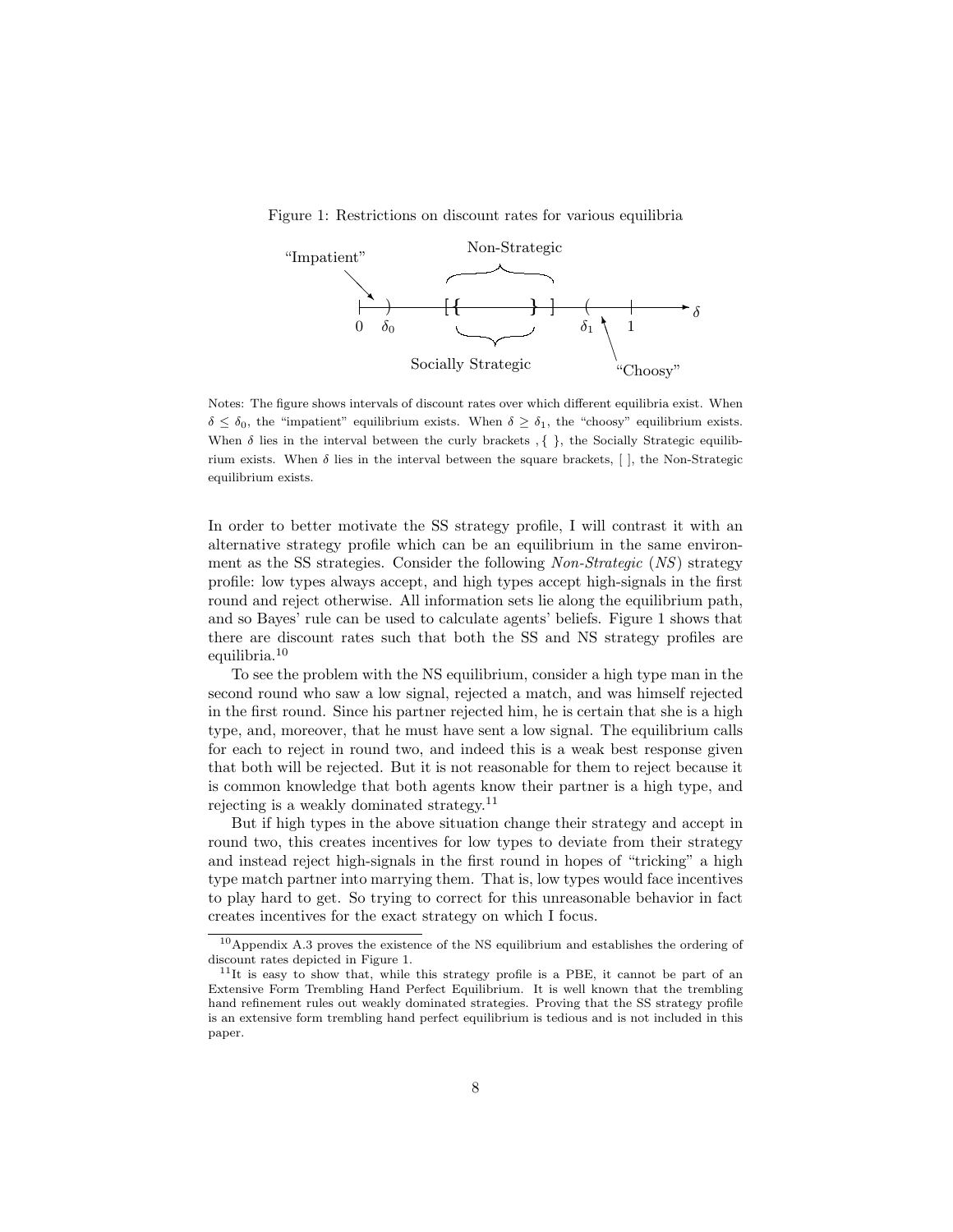Figure 1: Restrictions on discount rates for various equilibria

Notes: The figure shows intervals of discount rates over which different equilibria exist. When $\delta \leq \delta_0$, the "impatient" equilibrium exists. When $\delta \geq \delta_1$, the "choosy" equilibrium exists. When $\delta$ lies in the interval between the curly brackets , { }, the Socially Strategic equilibrium exists. When $\delta$ lies in the interval between the square brackets, [ ], the Non-Strategic equilibrium exists.

In order to better motivate the SS strategy profile, I will contrast it with an alternative strategy profile which can be an equilibrium in the same environment as the SS strategies. Consider the following *Non-Strategic* (*NS*) strategy profile: low types always accept, and high types accept high-signals in the first round and reject otherwise. All information sets lie along the equilibrium path, and so Bayes' rule can be used to calculate agents' beliefs. Figure 1 shows that there are discount rates such that both the SS and NS strategy profiles are equilibria.[10]

To see the problem with the NS equilibrium, consider a high type man in the second round who saw a low signal, rejected a match, and was himself rejected in the first round. Since his partner rejected him, he is certain that she is a high type, and, moreover, that he must have sent a low signal. The equilibrium calls for each to reject in round two, and indeed this is a weak best response given that both will be rejected. But it is not reasonable for them to reject because it is common knowledge that both agents know their partner is a high type, and rejecting is a weakly dominated strategy.[11]

But if high types in the above situation change their strategy and accept in round two, this creates incentives for low types to deviate from their strategy and instead reject high-signals in the first round in hopes of "tricking" a high type match partner into marrying them. That is, low types would face incentives to play hard to get. So trying to correct for this unreasonable behavior in fact creates incentives for the exact strategy on which I focus.

[10] Appendix A.3 proves the existence of the NS equilibrium and establishes the ordering of discount rates depicted in Figure 1.

[11] It is easy to show that, while this strategy profile is a PBE, it cannot be part of an Extensive Form Trembling Hand Perfect Equilibrium. It is well known that the trembling hand refinement rules out weakly dominated strategies. Proving that the SS strategy profile is an extensive form trembling hand perfect equilibrium is tedious and is not included in this paper.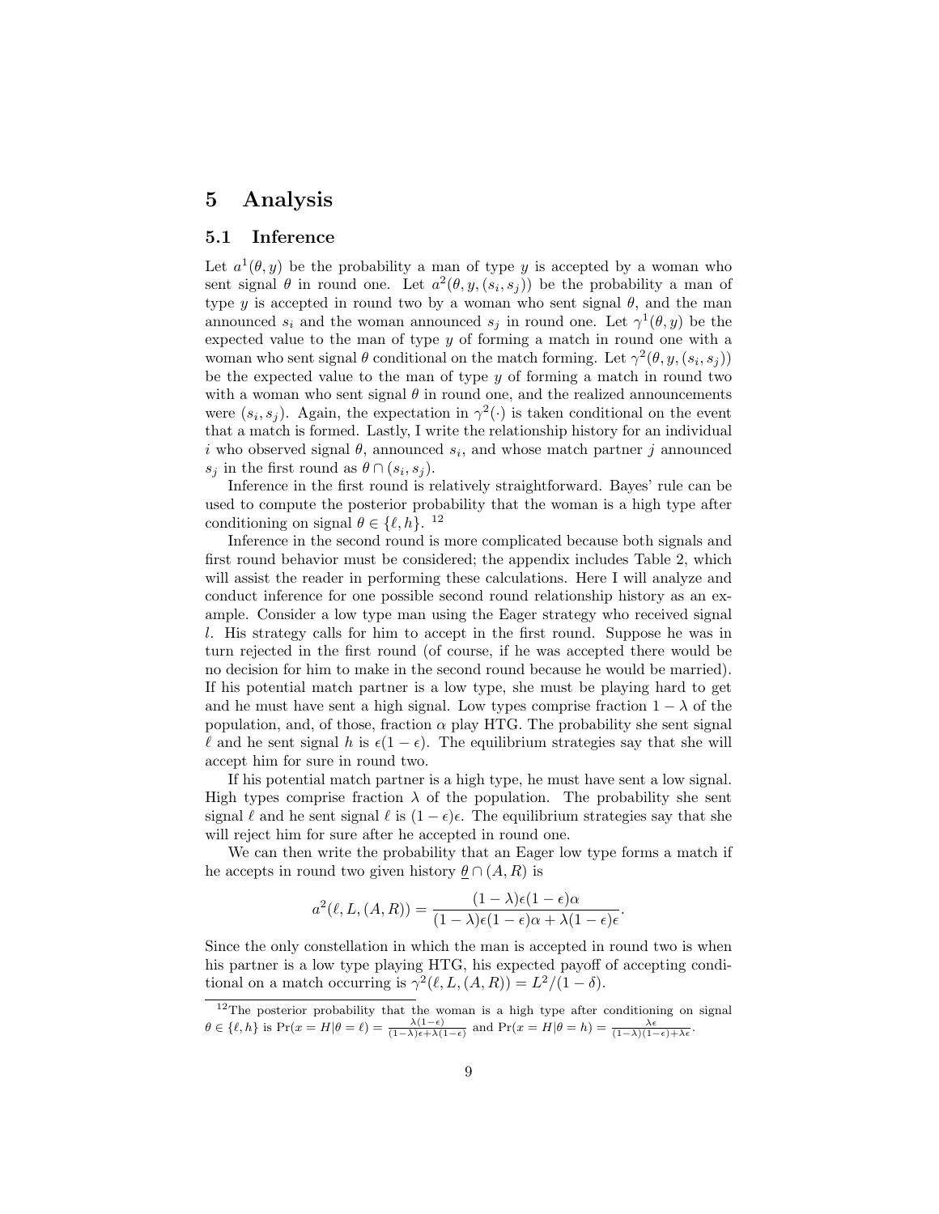# 5 Analysis

## 5.1 Inference

Let $a^1(\theta, y)$ be the probability a man of type $y$ is accepted by a woman who sent signal $\theta$ in round one. Let $a^2(\theta, y, (s_i, s_j))$ be the probability a man of type $y$ is accepted in round two by a woman who sent signal $\theta$, and the man announced $s_i$ and the woman announced $s_j$ in round one. Let $\gamma^1(\theta, y)$ be the expected value to the man of type $y$ of forming a match in round one with a woman who sent signal $\theta$ conditional on the match forming. Let $\gamma^2(\theta, y, (s_i, s_j))$ be the expected value to the man of type $y$ of forming a match in round two with a woman who sent signal $\theta$ in round one, and the realized announcements were $(s_i, s_j)$. Again, the expectation in $\gamma^2(\cdot)$ is taken conditional on the event that a match is formed. Lastly, I write the relationship history for an individual $i$ who observed signal $\theta$, announced $s_i$, and whose match partner $j$ announced $s_j$ in the first round as $\theta \cap (s_i, s_j)$.

Inference in the first round is relatively straightforward. Bayes' rule can be used to compute the posterior probability that the woman is a high type after conditioning on signal $\theta \in \{\ell, h\}$. [12]

Inference in the second round is more complicated because both signals and first round behavior must be considered; the appendix includes Table 2, which will assist the reader in performing these calculations. Here I will analyze and conduct inference for one possible second round relationship history as an example. Consider a low type man using the Eager strategy who received signal $l$. His strategy calls for him to accept in the first round. Suppose he was in turn rejected in the first round (of course, if he was accepted there would be no decision for him to make in the second round because he would be married). If his potential match partner is a low type, she must be playing hard to get and he must have sent a high signal. Low types comprise fraction $1 - \lambda$ of the population, and, of those, fraction $\alpha$ play HTG. The probability she sent signal $\ell$ and he sent signal $h$ is $\epsilon(1 - \epsilon)$. The equilibrium strategies say that she will accept him for sure in round two.

If his potential match partner is a high type, he must have sent a low signal. High types comprise fraction $\lambda$ of the population. The probability she sent signal $\ell$ and he sent signal $\ell$ is $(1 - \epsilon)\epsilon$. The equilibrium strategies say that she will reject him for sure after he accepted in round one.

We can then write the probability that an Eager low type forms a match if he accepts in round two given history $\underline{\theta} \cap (A, R)$ is

$$a^2(\ell, L, (A, R)) = \frac{(1-\lambda)\epsilon(1-\epsilon)\alpha}{(1-\lambda)\epsilon(1-\epsilon)\alpha + \lambda(1-\epsilon)\epsilon}.$$

Since the only constellation in which the man is accepted in round two is when his partner is a low type playing HTG, his expected payoff of accepting conditional on a match occurring is $\gamma^2(\ell, L, (A, R)) = L^2/(1 - \delta)$.

[12] The posterior probability that the woman is a high type after conditioning on signal $\theta \in \{\ell, h\}$ is $\Pr(x = H|\theta = \ell) = \frac{\lambda(1-\epsilon)}{(1-\lambda)\epsilon + \lambda(1-\epsilon)}$ and $\Pr(x = H|\theta = h) = \frac{\lambda\epsilon}{(1-\lambda)(1-\epsilon)+\lambda\epsilon}$.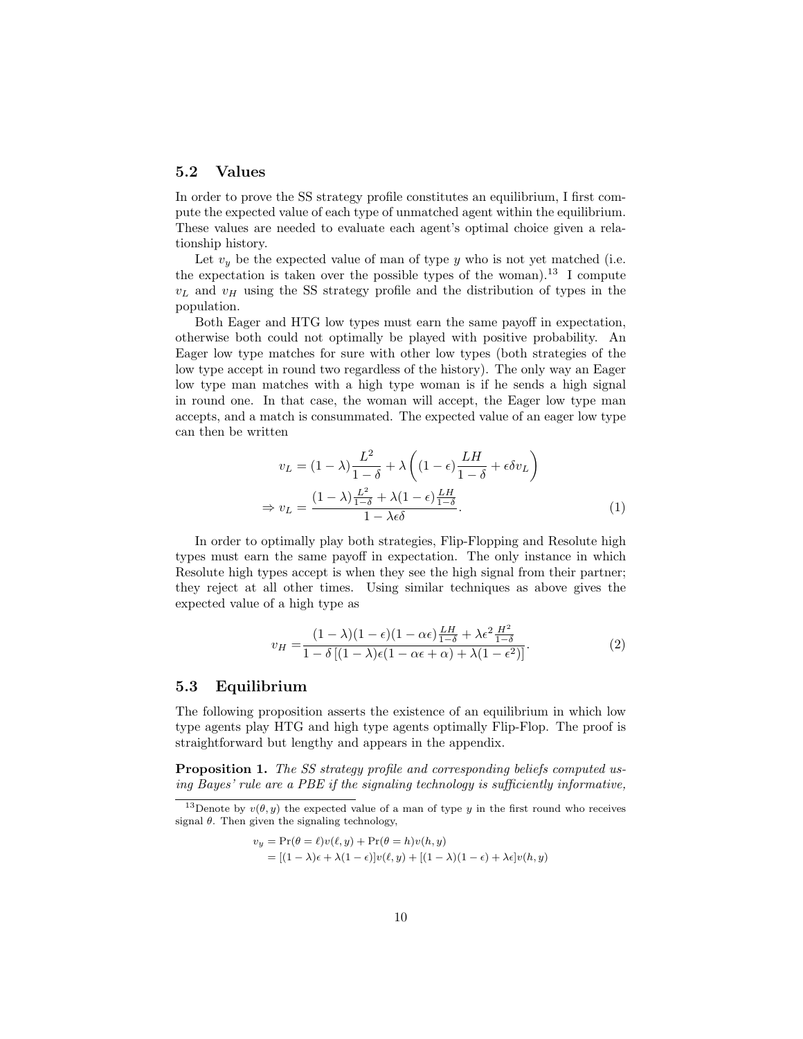## 5.2 Values

In order to prove the SS strategy profile constitutes an equilibrium, I first compute the expected value of each type of unmatched agent within the equilibrium. These values are needed to evaluate each agent's optimal choice given a relationship history.

Let $v_y$ be the expected value of man of type $y$ who is not yet matched (i.e. the expectation is taken over the possible types of the woman).[13] I compute $v_L$ and $v_H$ using the SS strategy profile and the distribution of types in the population.

Both Eager and HTG low types must earn the same payoff in expectation, otherwise both could not optimally be played with positive probability. An Eager low type matches for sure with other low types (both strategies of the low type accept in round two regardless of the history). The only way an Eager low type man matches with a high type woman is if he sends a high signal in round one. In that case, the woman will accept, the Eager low type man accepts, and a match is consummated. The expected value of an eager low type can then be written

$$
\begin{aligned}
v_L &= (1-\lambda)\frac{L^2}{1-\delta} + \lambda\left((1-\epsilon)\frac{LH}{1-\delta} + \epsilon\delta v_L\right) \\
\Rightarrow v_L &= \frac{(1-\lambda)\frac{L^2}{1-\delta} + \lambda(1-\epsilon)\frac{LH}{1-\delta}}{1-\lambda\epsilon\delta}.
\end{aligned} \tag{1}
$$

In order to optimally play both strategies, Flip-Flopping and Resolute high types must earn the same payoff in expectation. The only instance in which Resolute high types accept is when they see the high signal from their partner; they reject at all other times. Using similar techniques as above gives the expected value of a high type as

$$
v_H = \frac{(1-\lambda)(1-\epsilon)(1-\alpha\epsilon)\frac{LH}{1-\delta} + \lambda\epsilon^2\frac{H^2}{1-\delta}}{1-\delta\left[(1-\lambda)\epsilon(1-\alpha\epsilon+\alpha) + \lambda(1-\epsilon^2)\right]}. \tag{2}
$$

## 5.3 Equilibrium

The following proposition asserts the existence of an equilibrium in which low type agents play HTG and high type agents optimally Flip-Flop. The proof is straightforward but lengthy and appears in the appendix.

**Proposition 1.** *The SS strategy profile and corresponding beliefs computed using Bayes' rule are a PBE if the signaling technology is sufficiently informative,*

---

[13] Denote by $v(\theta, y)$ the expected value of a man of type $y$ in the first round who receives signal $\theta$. Then given the signaling technology,

$$
\begin{aligned}
v_y &= \Pr(\theta = \ell)v(\ell, y) + \Pr(\theta = h)v(h, y) \\
&= [(1-\lambda)\epsilon + \lambda(1-\epsilon)]v(\ell, y) + [(1-\lambda)(1-\epsilon) + \lambda\epsilon]v(h, y)
\end{aligned}
$$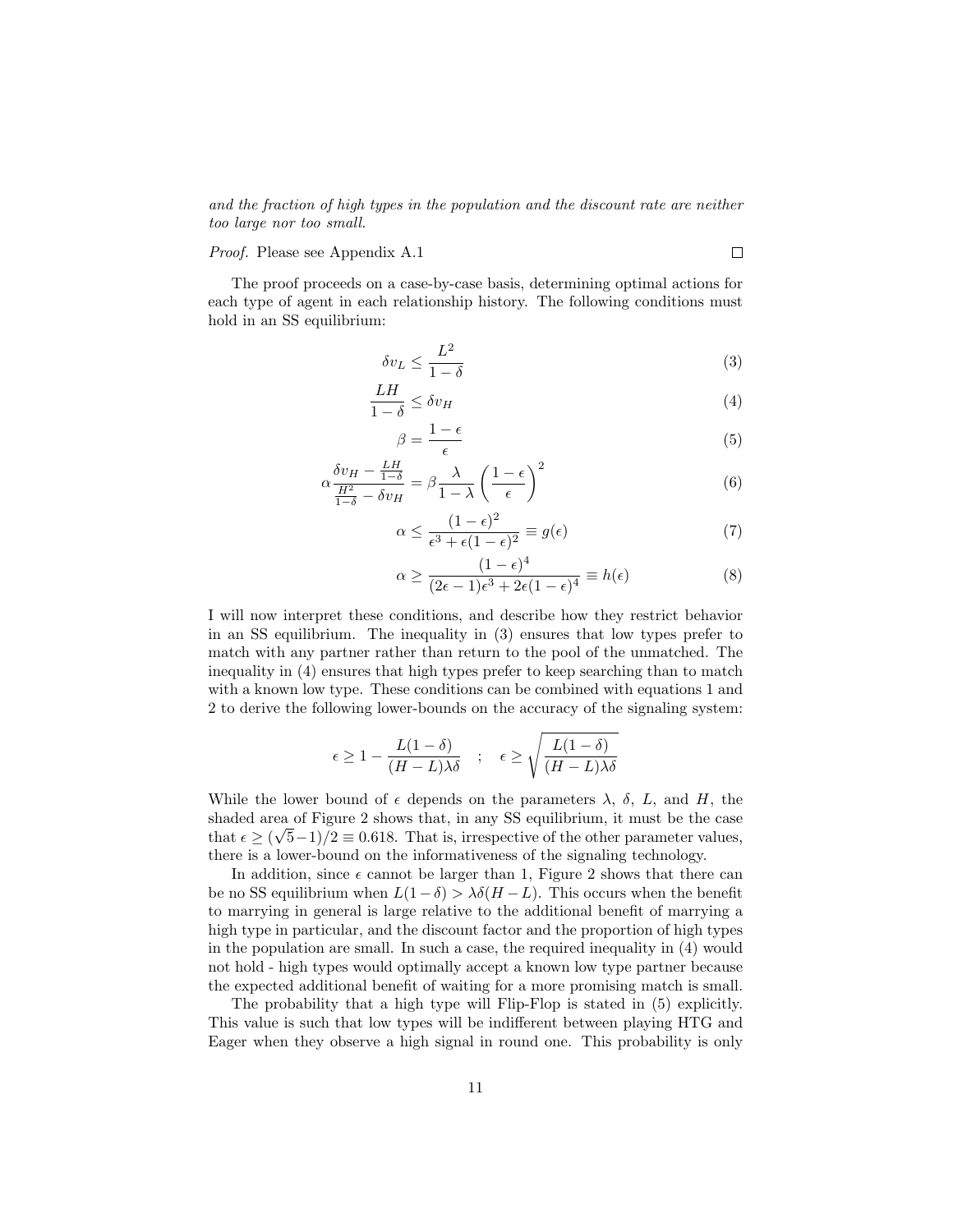*and the fraction of high types in the population and the discount rate are neither too large nor too small.*

*Proof.* Please see Appendix A.1 □

The proof proceeds on a case-by-case basis, determining optimal actions for each type of agent in each relationship history. The following conditions must hold in an SS equilibrium:

$$\delta v_L \leq \frac{L^2}{1-\delta} \tag{3}$$

$$\frac{LH}{1-\delta} \leq \delta v_H \tag{4}$$

$$\beta = \frac{1-\epsilon}{\epsilon} \tag{5}$$

$$\alpha \frac{\delta v_H - \frac{LH}{1-\delta}}{\frac{H^2}{1-\delta} - \delta v_H} = \beta \frac{\lambda}{1-\lambda} \left( \frac{1-\epsilon}{\epsilon} \right)^2 \tag{6}$$

$$\alpha \leq \frac{(1-\epsilon)^2}{\epsilon^3 + \epsilon(1-\epsilon)^2} \equiv g(\epsilon) \tag{7}$$

$$\alpha \geq \frac{(1-\epsilon)^4}{(2\epsilon-1)\epsilon^3 + 2\epsilon(1-\epsilon)^4} \equiv h(\epsilon) \tag{8}$$

I will now interpret these conditions, and describe how they restrict behavior in an SS equilibrium. The inequality in (3) ensures that low types prefer to match with any partner rather than return to the pool of the unmatched. The inequality in (4) ensures that high types prefer to keep searching than to match with a known low type. These conditions can be combined with equations 1 and 2 to derive the following lower-bounds on the accuracy of the signaling system:

$$\epsilon \geq 1 - \frac{L(1-\delta)}{(H-L)\lambda\delta} \quad ; \quad \epsilon \geq \sqrt{\frac{L(1-\delta)}{(H-L)\lambda\delta}}$$

While the lower bound of $\epsilon$ depends on the parameters $\lambda$, $\delta$, $L$, and $H$, the shaded area of Figure 2 shows that, in any SS equilibrium, it must be the case that $\epsilon \geq (\sqrt{5}-1)/2 \equiv 0.618$. That is, irrespective of the other parameter values, there is a lower-bound on the informativeness of the signaling technology.

In addition, since $\epsilon$ cannot be larger than 1, Figure 2 shows that there can be no SS equilibrium when $L(1-\delta) > \lambda\delta(H-L)$. This occurs when the benefit to marrying in general is large relative to the additional benefit of marrying a high type in particular, and the discount factor and the proportion of high types in the population are small. In such a case, the required inequality in (4) would not hold - high types would optimally accept a known low type partner because the expected additional benefit of waiting for a more promising match is small.

The probability that a high type will Flip-Flop is stated in (5) explicitly. This value is such that low types will be indifferent between playing HTG and Eager when they observe a high signal in round one. This probability is only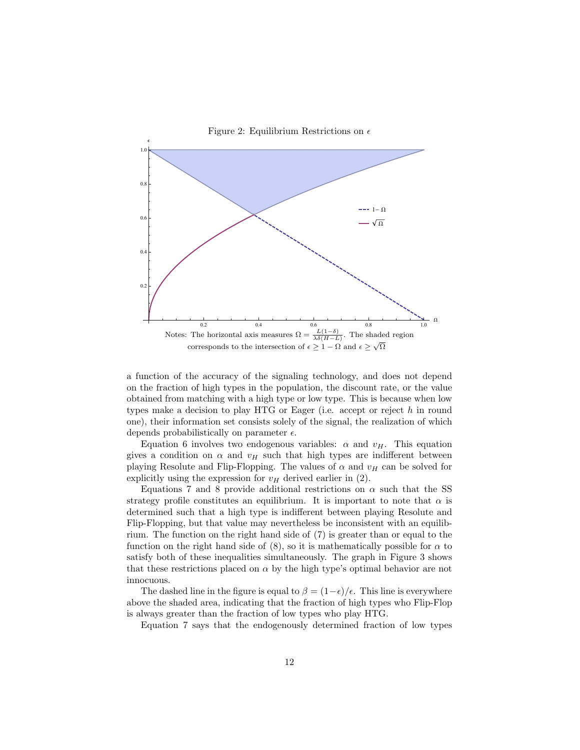Figure 2: Equilibrium Restrictions on $\epsilon$

Notes: The horizontal axis measures $\Omega = \frac{L(1-\delta)}{\lambda\delta(H-L)}$. The shaded region corresponds to the intersection of $\epsilon \geq 1 - \Omega$ and $\epsilon \geq \sqrt{\Omega}$

a function of the accuracy of the signaling technology, and does not depend on the fraction of high types in the population, the discount rate, or the value obtained from matching with a high type or low type. This is because when low types make a decision to play HTG or Eager (i.e. accept or reject $h$ in round one), their information set consists solely of the signal, the realization of which depends probabilistically on parameter $\epsilon$.

Equation 6 involves two endogenous variables: $\alpha$ and $v_H$. This equation gives a condition on $\alpha$ and $v_H$ such that high types are indifferent between playing Resolute and Flip-Flopping. The values of $\alpha$ and $v_H$ can be solved for explicitly using the expression for $v_H$ derived earlier in (2).

Equations 7 and 8 provide additional restrictions on $\alpha$ such that the SS strategy profile constitutes an equilibrium. It is important to note that $\alpha$ is determined such that a high type is indifferent between playing Resolute and Flip-Flopping, but that value may nevertheless be inconsistent with an equilibrium. The function on the right hand side of (7) is greater than or equal to the function on the right hand side of (8), so it is mathematically possible for $\alpha$ to satisfy both of these inequalities simultaneously. The graph in Figure 3 shows that these restrictions placed on $\alpha$ by the high type's optimal behavior are not innocuous.

The dashed line in the figure is equal to $\beta = (1-\epsilon)/\epsilon$. This line is everywhere above the shaded area, indicating that the fraction of high types who Flip-Flop is always greater than the fraction of low types who play HTG.

Equation 7 says that the endogenously determined fraction of low types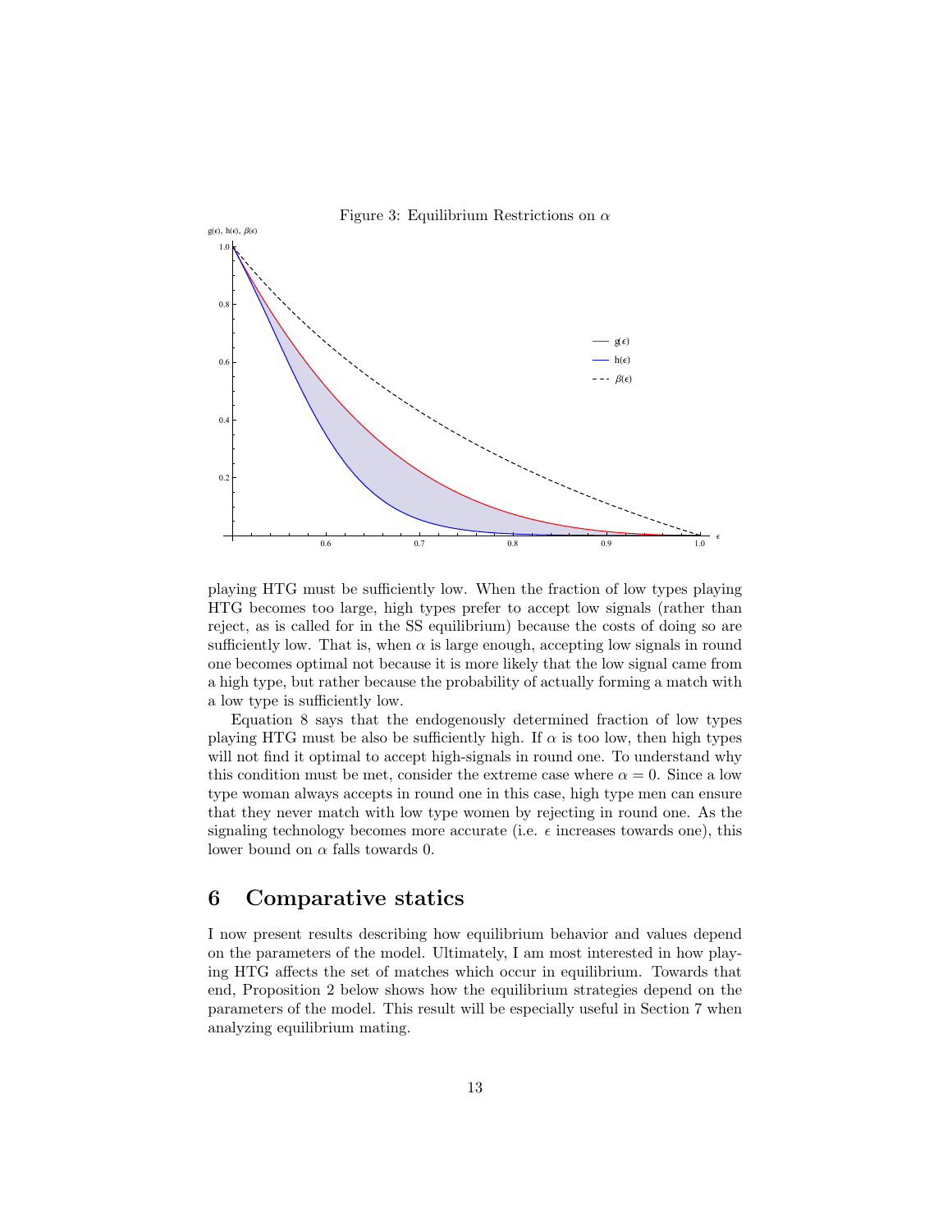Figure 3: Equilibrium Restrictions on $\alpha$

playing HTG must be sufficiently low. When the fraction of low types playing HTG becomes too large, high types prefer to accept low signals (rather than reject, as is called for in the SS equilibrium) because the costs of doing so are sufficiently low. That is, when $\alpha$ is large enough, accepting low signals in round one becomes optimal not because it is more likely that the low signal came from a high type, but rather because the probability of actually forming a match with a low type is sufficiently low.

Equation 8 says that the endogenously determined fraction of low types playing HTG must be also be sufficiently high. If $\alpha$ is too low, then high types will not find it optimal to accept high-signals in round one. To understand why this condition must be met, consider the extreme case where $\alpha = 0$. Since a low type woman always accepts in round one in this case, high type men can ensure that they never match with low type women by rejecting in round one. As the signaling technology becomes more accurate (i.e. $\epsilon$ increases towards one), this lower bound on $\alpha$ falls towards 0.

## 6 Comparative statics

I now present results describing how equilibrium behavior and values depend on the parameters of the model. Ultimately, I am most interested in how playing HTG affects the set of matches which occur in equilibrium. Towards that end, Proposition 2 below shows how the equilibrium strategies depend on the parameters of the model. This result will be especially useful in Section 7 when analyzing equilibrium mating.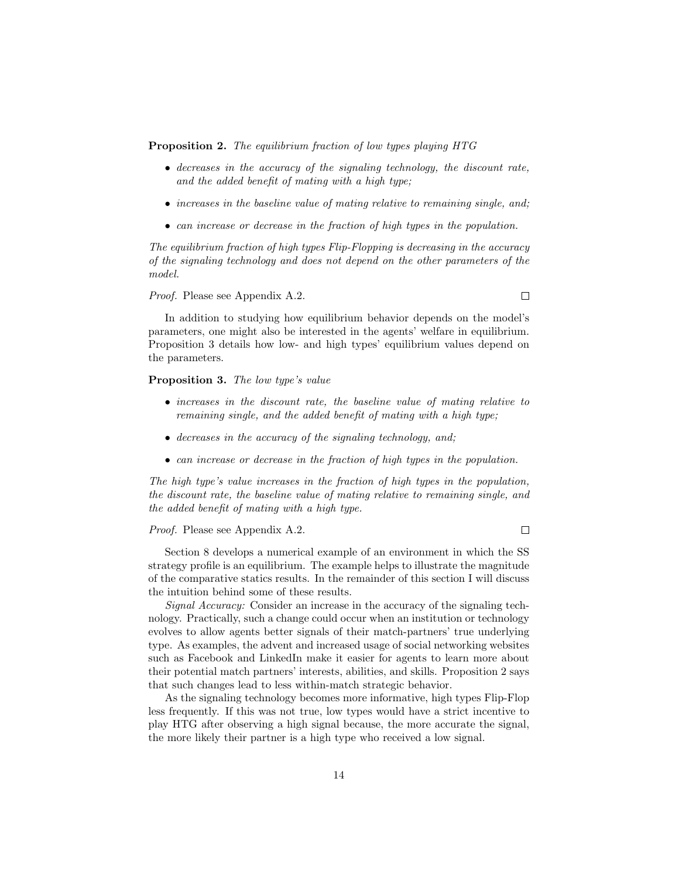**Proposition 2.** *The equilibrium fraction of low types playing HTG*

- *decreases in the accuracy of the signaling technology, the discount rate, and the added benefit of mating with a high type;*
- *increases in the baseline value of mating relative to remaining single, and;*
- *can increase or decrease in the fraction of high types in the population.*

*The equilibrium fraction of high types Flip-Flopping is decreasing in the accuracy of the signaling technology and does not depend on the other parameters of the model.*

*Proof.* Please see Appendix A.2. □

In addition to studying how equilibrium behavior depends on the model's parameters, one might also be interested in the agents' welfare in equilibrium. Proposition 3 details how low- and high types' equilibrium values depend on the parameters.

**Proposition 3.** *The low type's value*

- *increases in the discount rate, the baseline value of mating relative to remaining single, and the added benefit of mating with a high type;*
- *decreases in the accuracy of the signaling technology, and;*
- *can increase or decrease in the fraction of high types in the population.*

*The high type's value increases in the fraction of high types in the population, the discount rate, the baseline value of mating relative to remaining single, and the added benefit of mating with a high type.*

*Proof.* Please see Appendix A.2. □

Section 8 develops a numerical example of an environment in which the SS strategy profile is an equilibrium. The example helps to illustrate the magnitude of the comparative statics results. In the remainder of this section I will discuss the intuition behind some of these results.

*Signal Accuracy:* Consider an increase in the accuracy of the signaling technology. Practically, such a change could occur when an institution or technology evolves to allow agents better signals of their match-partners' true underlying type. As examples, the advent and increased usage of social networking websites such as Facebook and LinkedIn make it easier for agents to learn more about their potential match partners' interests, abilities, and skills. Proposition 2 says that such changes lead to less within-match strategic behavior.

As the signaling technology becomes more informative, high types Flip-Flop less frequently. If this was not true, low types would have a strict incentive to play HTG after observing a high signal because, the more accurate the signal, the more likely their partner is a high type who received a low signal.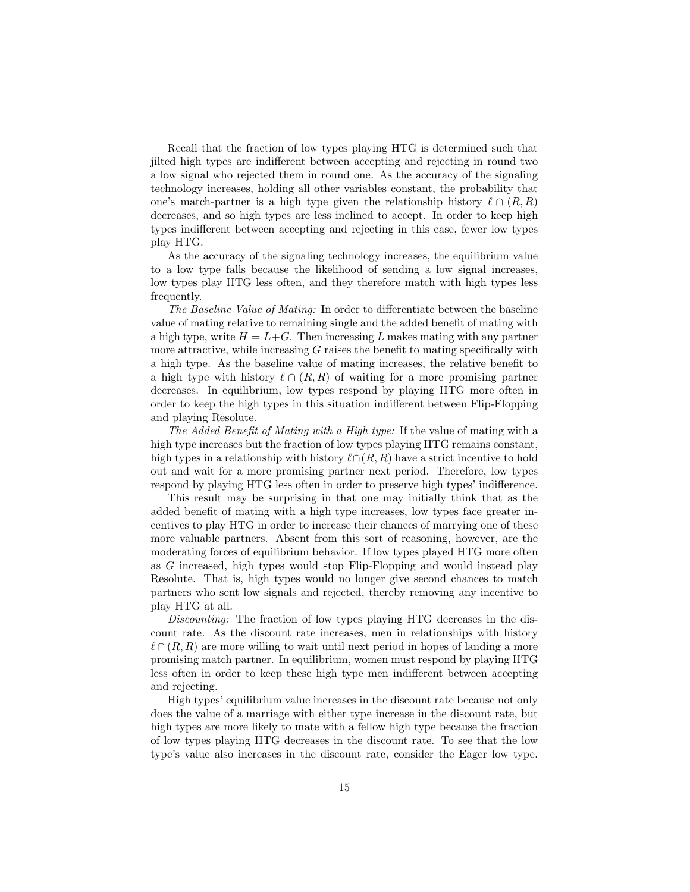Recall that the fraction of low types playing HTG is determined such that jilted high types are indifferent between accepting and rejecting in round two a low signal who rejected them in round one. As the accuracy of the signaling technology increases, holding all other variables constant, the probability that one's match-partner is a high type given the relationship history $\ell \cap (R, R)$ decreases, and so high types are less inclined to accept. In order to keep high types indifferent between accepting and rejecting in this case, fewer low types play HTG.

As the accuracy of the signaling technology increases, the equilibrium value to a low type falls because the likelihood of sending a low signal increases, low types play HTG less often, and they therefore match with high types less frequently.

*The Baseline Value of Mating:* In order to differentiate between the baseline value of mating relative to remaining single and the added benefit of mating with a high type, write $H = L + G$. Then increasing $L$ makes mating with any partner more attractive, while increasing $G$ raises the benefit to mating specifically with a high type. As the baseline value of mating increases, the relative benefit to a high type with history $\ell \cap (R, R)$ of waiting for a more promising partner decreases. In equilibrium, low types respond by playing HTG more often in order to keep the high types in this situation indifferent between Flip-Flopping and playing Resolute.

*The Added Benefit of Mating with a High type:* If the value of mating with a high type increases but the fraction of low types playing HTG remains constant, high types in a relationship with history $\ell \cap (R, R)$ have a strict incentive to hold out and wait for a more promising partner next period. Therefore, low types respond by playing HTG less often in order to preserve high types' indifference.

This result may be surprising in that one may initially think that as the added benefit of mating with a high type increases, low types face greater incentives to play HTG in order to increase their chances of marrying one of these more valuable partners. Absent from this sort of reasoning, however, are the moderating forces of equilibrium behavior. If low types played HTG more often as $G$ increased, high types would stop Flip-Flopping and would instead play Resolute. That is, high types would no longer give second chances to match partners who sent low signals and rejected, thereby removing any incentive to play HTG at all.

*Discounting:* The fraction of low types playing HTG decreases in the discount rate. As the discount rate increases, men in relationships with history $\ell \cap (R, R)$ are more willing to wait until next period in hopes of landing a more promising match partner. In equilibrium, women must respond by playing HTG less often in order to keep these high type men indifferent between accepting and rejecting.

High types' equilibrium value increases in the discount rate because not only does the value of a marriage with either type increase in the discount rate, but high types are more likely to mate with a fellow high type because the fraction of low types playing HTG decreases in the discount rate. To see that the low type's value also increases in the discount rate, consider the Eager low type.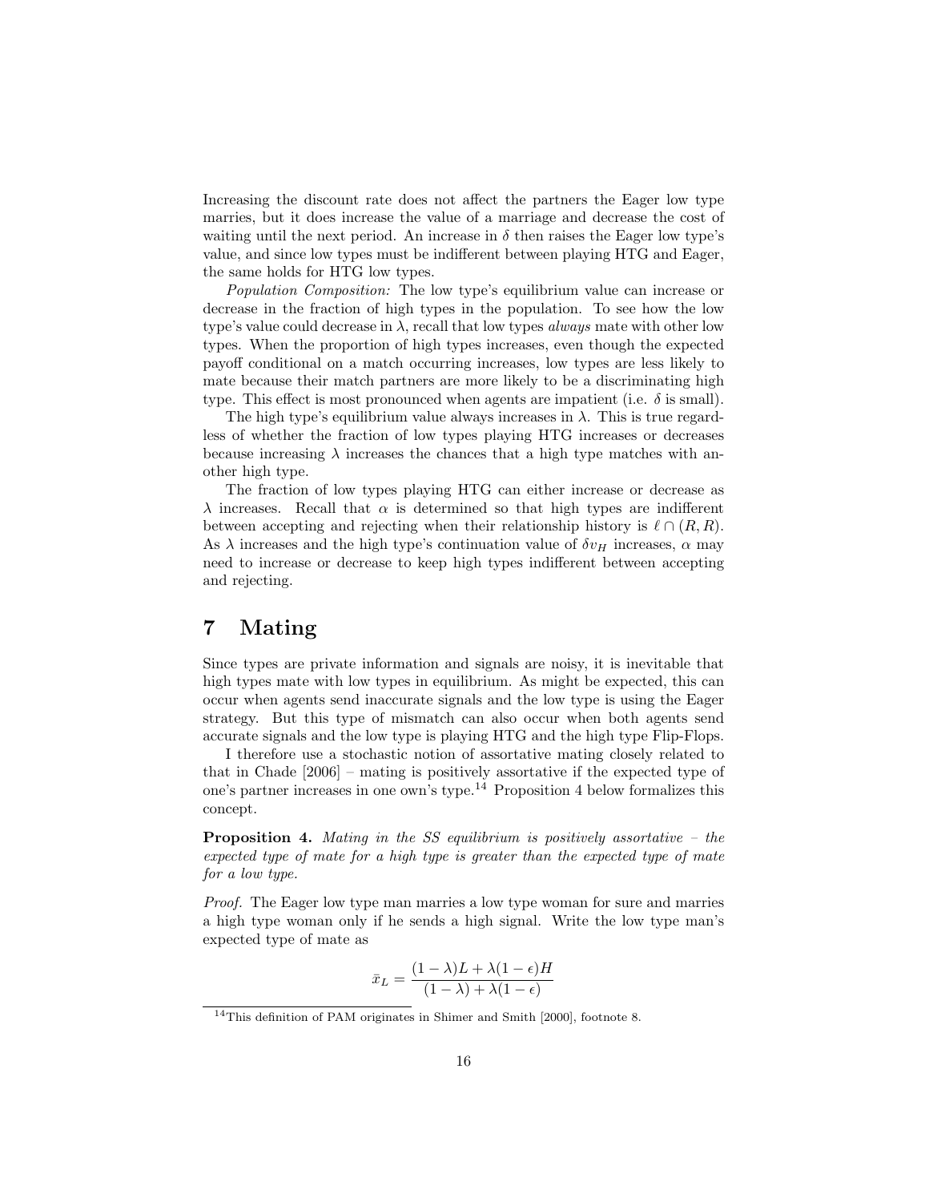Increasing the discount rate does not affect the partners the Eager low type marries, but it does increase the value of a marriage and decrease the cost of waiting until the next period. An increase in $\delta$ then raises the Eager low type's value, and since low types must be indifferent between playing HTG and Eager, the same holds for HTG low types.

*Population Composition:* The low type's equilibrium value can increase or decrease in the fraction of high types in the population. To see how the low type's value could decrease in $\lambda$, recall that low types *always* mate with other low types. When the proportion of high types increases, even though the expected payoff conditional on a match occurring increases, low types are less likely to mate because their match partners are more likely to be a discriminating high type. This effect is most pronounced when agents are impatient (i.e. $\delta$ is small).

The high type's equilibrium value always increases in $\lambda$. This is true regardless of whether the fraction of low types playing HTG increases or decreases because increasing $\lambda$ increases the chances that a high type matches with another high type.

The fraction of low types playing HTG can either increase or decrease as $\lambda$ increases. Recall that $\alpha$ is determined so that high types are indifferent between accepting and rejecting when their relationship history is $\ell \cap (R, R)$. As $\lambda$ increases and the high type's continuation value of $\delta v_H$ increases, $\alpha$ may need to increase or decrease to keep high types indifferent between accepting and rejecting.

# 7 Mating

Since types are private information and signals are noisy, it is inevitable that high types mate with low types in equilibrium. As might be expected, this can occur when agents send inaccurate signals and the low type is using the Eager strategy. But this type of mismatch can also occur when both agents send accurate signals and the low type is playing HTG and the high type Flip-Flops.

I therefore use a stochastic notion of assortative mating closely related to that in Chade [2006] – mating is positively assortative if the expected type of one's partner increases in one own's type.[14] Proposition 4 below formalizes this concept.

**Proposition 4.** *Mating in the SS equilibrium is positively assortative – the expected type of mate for a high type is greater than the expected type of mate for a low type.*

*Proof.* The Eager low type man marries a low type woman for sure and marries a high type woman only if he sends a high signal. Write the low type man's expected type of mate as

$$\bar{x}_L = \frac{(1-\lambda)L + \lambda(1-\epsilon)H}{(1-\lambda) + \lambda(1-\epsilon)}$$

[14] This definition of PAM originates in Shimer and Smith [2000], footnote 8.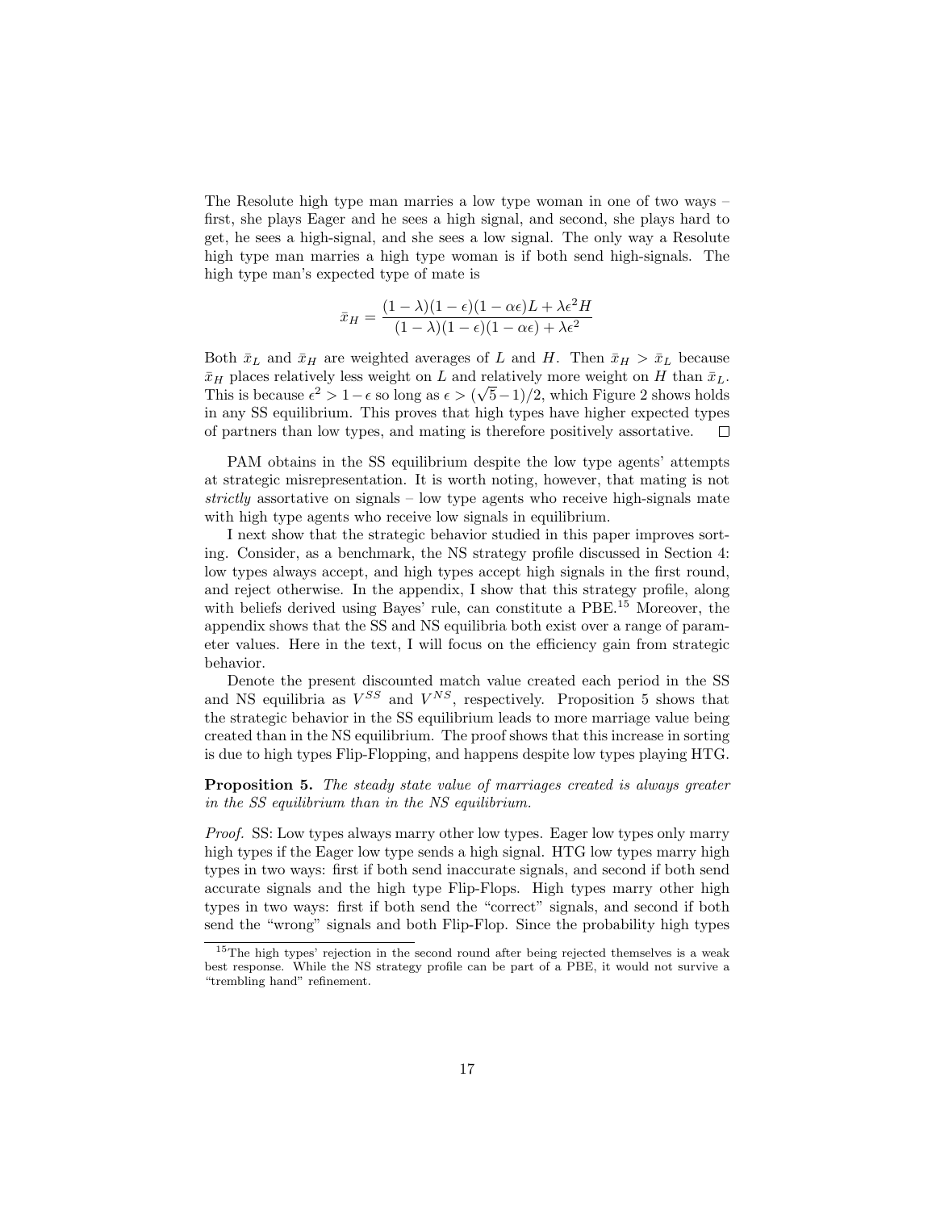The Resolute high type man marries a low type woman in one of two ways – first, she plays Eager and he sees a high signal, and second, she plays hard to get, he sees a high-signal, and she sees a low signal. The only way a Resolute high type man marries a high type woman is if both send high-signals. The high type man's expected type of mate is

$$\bar{x}_H = \frac{(1-\lambda)(1-\epsilon)(1-\alpha\epsilon)L + \lambda\epsilon^2 H}{(1-\lambda)(1-\epsilon)(1-\alpha\epsilon) + \lambda\epsilon^2}$$

Both $\bar{x}_L$ and $\bar{x}_H$ are weighted averages of $L$ and $H$. Then $\bar{x}_H > \bar{x}_L$ because $\bar{x}_H$ places relatively less weight on $L$ and relatively more weight on $H$ than $\bar{x}_L$. This is because $\epsilon^2 > 1-\epsilon$ so long as $\epsilon > (\sqrt{5}-1)/2$, which Figure 2 shows holds in any SS equilibrium. This proves that high types have higher expected types of partners than low types, and mating is therefore positively assortative. $\square$

PAM obtains in the SS equilibrium despite the low type agents' attempts at strategic misrepresentation. It is worth noting, however, that mating is not *strictly* assortative on signals – low type agents who receive high-signals mate with high type agents who receive low signals in equilibrium.

I next show that the strategic behavior studied in this paper improves sorting. Consider, as a benchmark, the NS strategy profile discussed in Section 4: low types always accept, and high types accept high signals in the first round, and reject otherwise. In the appendix, I show that this strategy profile, along with beliefs derived using Bayes' rule, can constitute a PBE.[15] Moreover, the appendix shows that the SS and NS equilibria both exist over a range of parameter values. Here in the text, I will focus on the efficiency gain from strategic behavior.

Denote the present discounted match value created each period in the SS and NS equilibria as $V^{SS}$ and $V^{NS}$, respectively. Proposition 5 shows that the strategic behavior in the SS equilibrium leads to more marriage value being created than in the NS equilibrium. The proof shows that this increase in sorting is due to high types Flip-Flopping, and happens despite low types playing HTG.

**Proposition 5.** *The steady state value of marriages created is always greater in the SS equilibrium than in the NS equilibrium.*

*Proof.* SS: Low types always marry other low types. Eager low types only marry high types if the Eager low type sends a high signal. HTG low types marry high types in two ways: first if both send inaccurate signals, and second if both send accurate signals and the high type Flip-Flops. High types marry other high types in two ways: first if both send the "correct" signals, and second if both send the "wrong" signals and both Flip-Flop. Since the probability high types

[15] The high types' rejection in the second round after being rejected themselves is a weak best response. While the NS strategy profile can be part of a PBE, it would not survive a "trembling hand" refinement.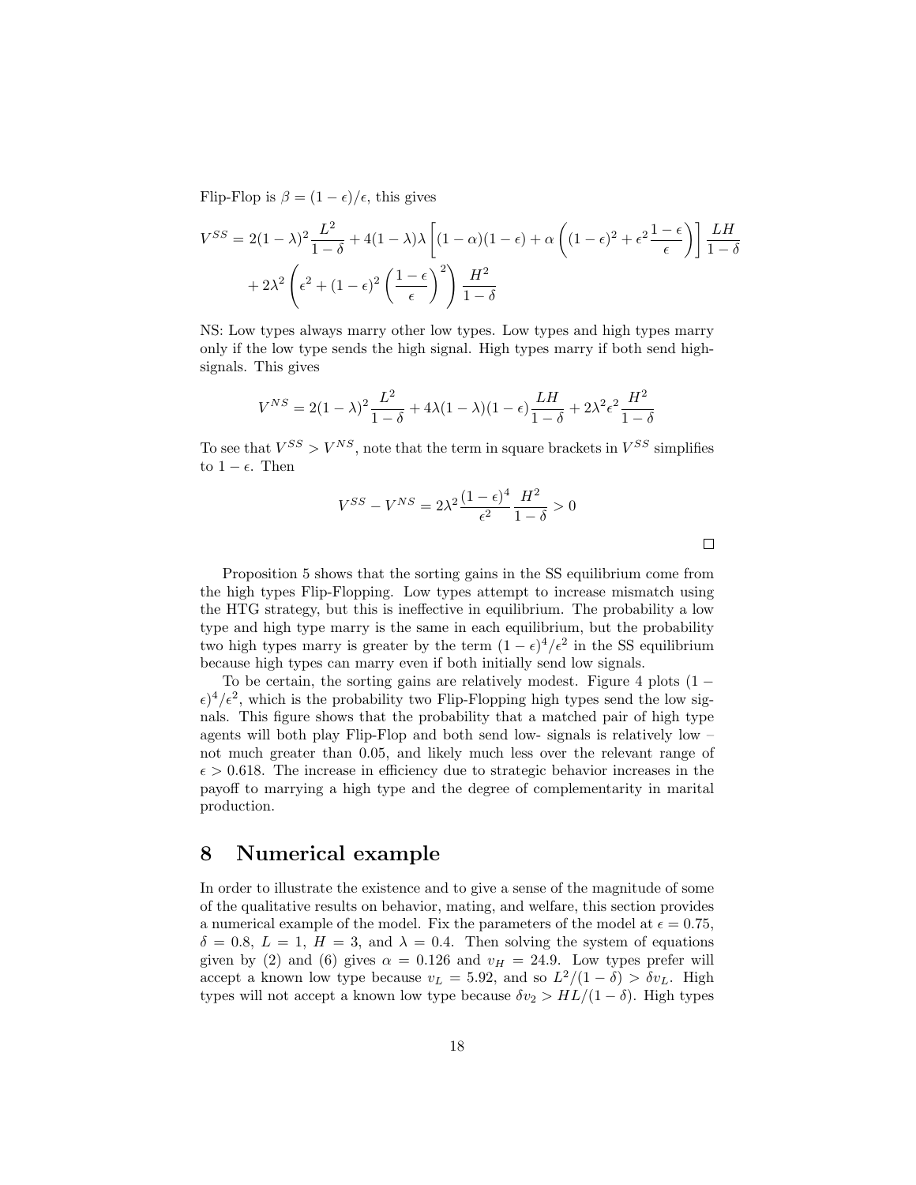Flip-Flop is $\beta = (1-\epsilon)/\epsilon$, this gives

$$V^{SS} = 2(1-\lambda)^2 \frac{L^2}{1-\delta} + 4(1-\lambda)\lambda \left[ (1-\alpha)(1-\epsilon) + \alpha \left( (1-\epsilon)^2 + \epsilon^2 \frac{1-\epsilon}{\epsilon} \right) \right] \frac{LH}{1-\delta}$$
$$+ 2\lambda^2 \left( \epsilon^2 + (1-\epsilon)^2 \left( \frac{1-\epsilon}{\epsilon} \right)^2 \right) \frac{H^2}{1-\delta}$$

NS: Low types always marry other low types. Low types and high types marry only if the low type sends the high signal. High types marry if both send high-signals. This gives

$$V^{NS} = 2(1-\lambda)^2 \frac{L^2}{1-\delta} + 4\lambda(1-\lambda)(1-\epsilon)\frac{LH}{1-\delta} + 2\lambda^2 \epsilon^2 \frac{H^2}{1-\delta}$$

To see that $V^{SS} > V^{NS}$, note that the term in square brackets in $V^{SS}$ simplifies to $1-\epsilon$. Then

$$V^{SS} - V^{NS} = 2\lambda^2 \frac{(1-\epsilon)^4}{\epsilon^2} \frac{H^2}{1-\delta} > 0$$

□

Proposition 5 shows that the sorting gains in the SS equilibrium come from the high types Flip-Flopping. Low types attempt to increase mismatch using the HTG strategy, but this is ineffective in equilibrium. The probability a low type and high type marry is the same in each equilibrium, but the probability two high types marry is greater by the term $(1-\epsilon)^4/\epsilon^2$ in the SS equilibrium because high types can marry even if both initially send low signals.

To be certain, the sorting gains are relatively modest. Figure 4 plots $(1-\epsilon)^4/\epsilon^2$, which is the probability two Flip-Flopping high types send the low signals. This figure shows that the probability that a matched pair of high type agents will both play Flip-Flop and both send low- signals is relatively low – not much greater than 0.05, and likely much less over the relevant range of $\epsilon > 0.618$. The increase in efficiency due to strategic behavior increases in the payoff to marrying a high type and the degree of complementarity in marital production.

## 8 Numerical example

In order to illustrate the existence and to give a sense of the magnitude of some of the qualitative results on behavior, mating, and welfare, this section provides a numerical example of the model. Fix the parameters of the model at $\epsilon = 0.75$, $\delta = 0.8$, $L = 1$, $H = 3$, and $\lambda = 0.4$. Then solving the system of equations given by (2) and (6) gives $\alpha = 0.126$ and $v_H = 24.9$. Low types prefer will accept a known low type because $v_L = 5.92$, and so $L^2/(1-\delta) > \delta v_L$. High types will not accept a known low type because $\delta v_2 > HL/(1-\delta)$. High types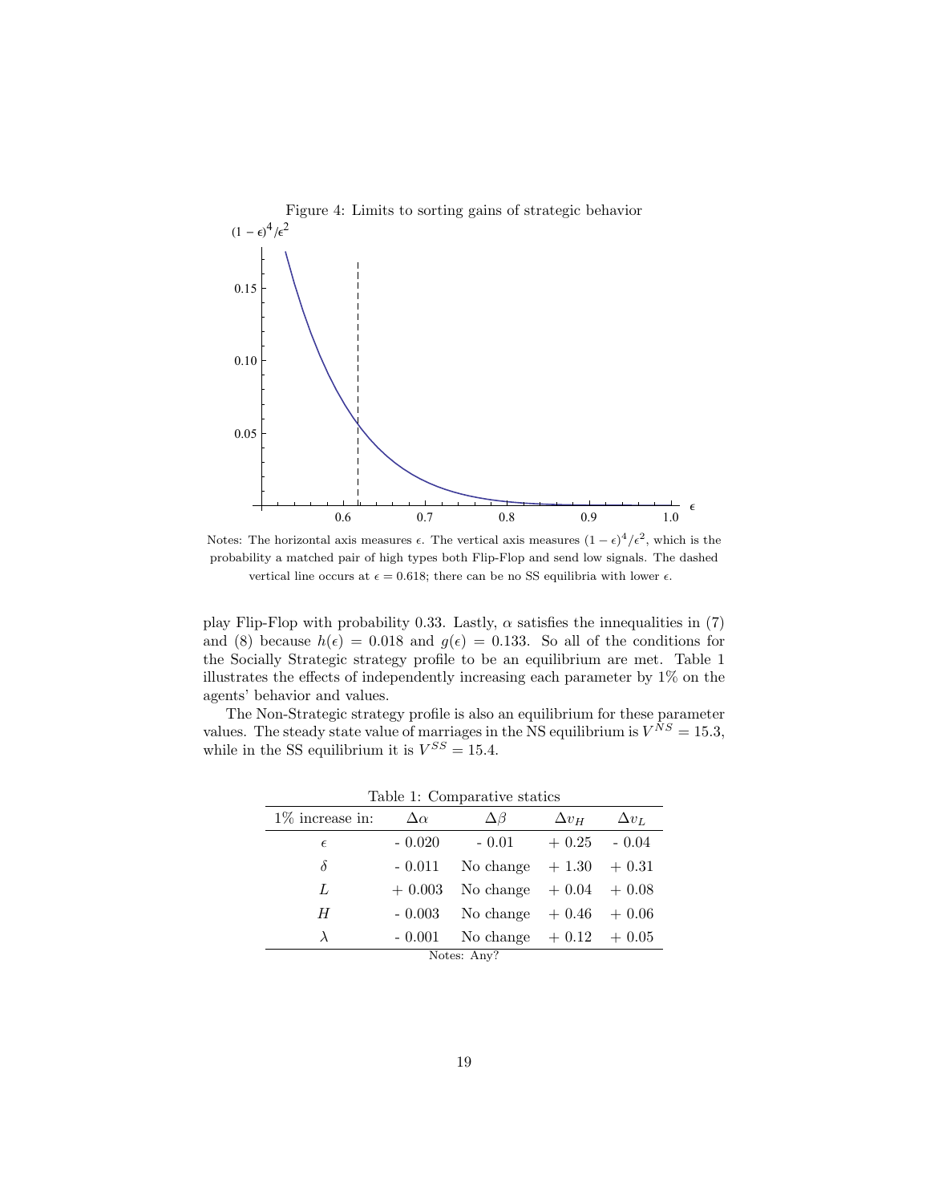Figure 4: Limits to sorting gains of strategic behavior

Notes: The horizontal axis measures $\epsilon$. The vertical axis measures $(1-\epsilon)^4/\epsilon^2$, which is the probability a matched pair of high types both Flip-Flop and send low signals. The dashed vertical line occurs at $\epsilon = 0.618$; there can be no SS equilibria with lower $\epsilon$.

play Flip-Flop with probability 0.33. Lastly, $\alpha$ satisfies the innequalities in (7) and (8) because $h(\epsilon) = 0.018$ and $g(\epsilon) = 0.133$. So all of the conditions for the Socially Strategic strategy profile to be an equilibrium are met. Table 1 illustrates the effects of independently increasing each parameter by 1% on the agents' behavior and values.

The Non-Strategic strategy profile is also an equilibrium for these parameter values. The steady state value of marriages in the NS equilibrium is $V^{NS} = 15.3$, while in the SS equilibrium it is $V^{SS} = 15.4$.

Table 1: Comparative statics

| 1% increase in: | $\Delta\alpha$ | $\Delta\beta$ | $\Delta v_H$ | $\Delta v_L$ |
|---|---|---|---|---|
| $\epsilon$ | - 0.020 | - 0.01 | + 0.25 | - 0.04 |
| $\delta$ | - 0.011 | No change | + 1.30 | + 0.31 |
| $L$ | + 0.003 | No change | + 0.04 | + 0.08 |
| $H$ | - 0.003 | No change | + 0.46 | + 0.06 |
| $\lambda$ | - 0.001 | No change | + 0.12 | + 0.05 |

Notes: Any?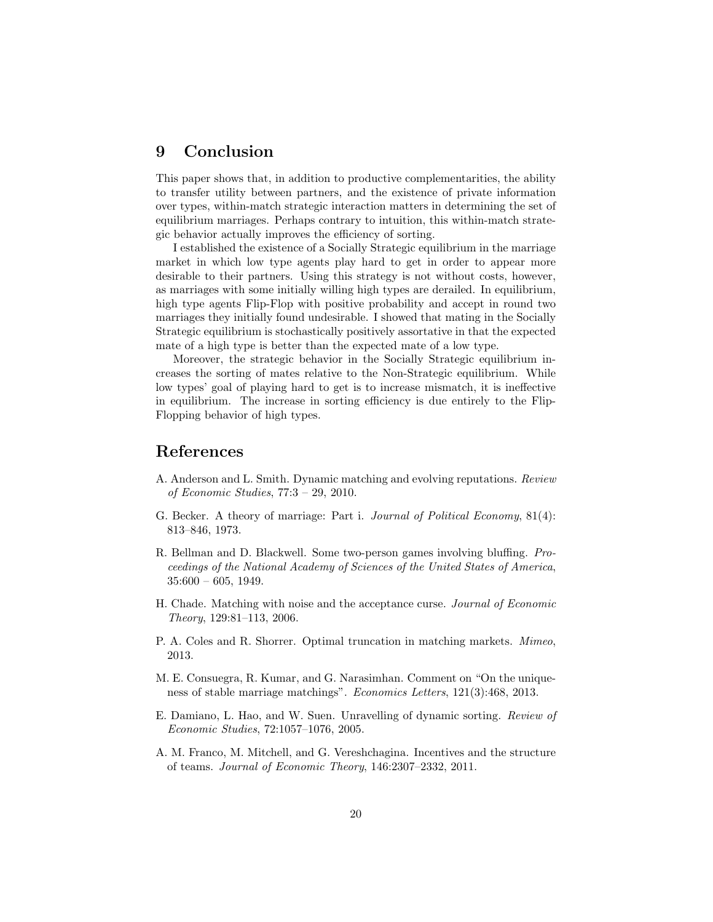# 9 Conclusion

This paper shows that, in addition to productive complementarities, the ability to transfer utility between partners, and the existence of private information over types, within-match strategic interaction matters in determining the set of equilibrium marriages. Perhaps contrary to intuition, this within-match strategic behavior actually improves the efficiency of sorting.

I established the existence of a Socially Strategic equilibrium in the marriage market in which low type agents play hard to get in order to appear more desirable to their partners. Using this strategy is not without costs, however, as marriages with some initially willing high types are derailed. In equilibrium, high type agents Flip-Flop with positive probability and accept in round two marriages they initially found undesirable. I showed that mating in the Socially Strategic equilibrium is stochastically positively assortative in that the expected mate of a high type is better than the expected mate of a low type.

Moreover, the strategic behavior in the Socially Strategic equilibrium increases the sorting of mates relative to the Non-Strategic equilibrium. While low types' goal of playing hard to get is to increase mismatch, it is ineffective in equilibrium. The increase in sorting efficiency is due entirely to the Flip-Flopping behavior of high types.

# References

A. Anderson and L. Smith. Dynamic matching and evolving reputations. *Review of Economic Studies*, 77:3 – 29, 2010.

G. Becker. A theory of marriage: Part i. *Journal of Political Economy*, 81(4): 813–846, 1973.

R. Bellman and D. Blackwell. Some two-person games involving bluffing. *Proceedings of the National Academy of Sciences of the United States of America*, 35:600 – 605, 1949.

H. Chade. Matching with noise and the acceptance curse. *Journal of Economic Theory*, 129:81–113, 2006.

P. A. Coles and R. Shorrer. Optimal truncation in matching markets. *Mimeo*, 2013.

M. E. Consuegra, R. Kumar, and G. Narasimhan. Comment on "On the uniqueness of stable marriage matchings". *Economics Letters*, 121(3):468, 2013.

E. Damiano, L. Hao, and W. Suen. Unravelling of dynamic sorting. *Review of Economic Studies*, 72:1057–1076, 2005.

A. M. Franco, M. Mitchell, and G. Vereshchagina. Incentives and the structure of teams. *Journal of Economic Theory*, 146:2307–2332, 2011.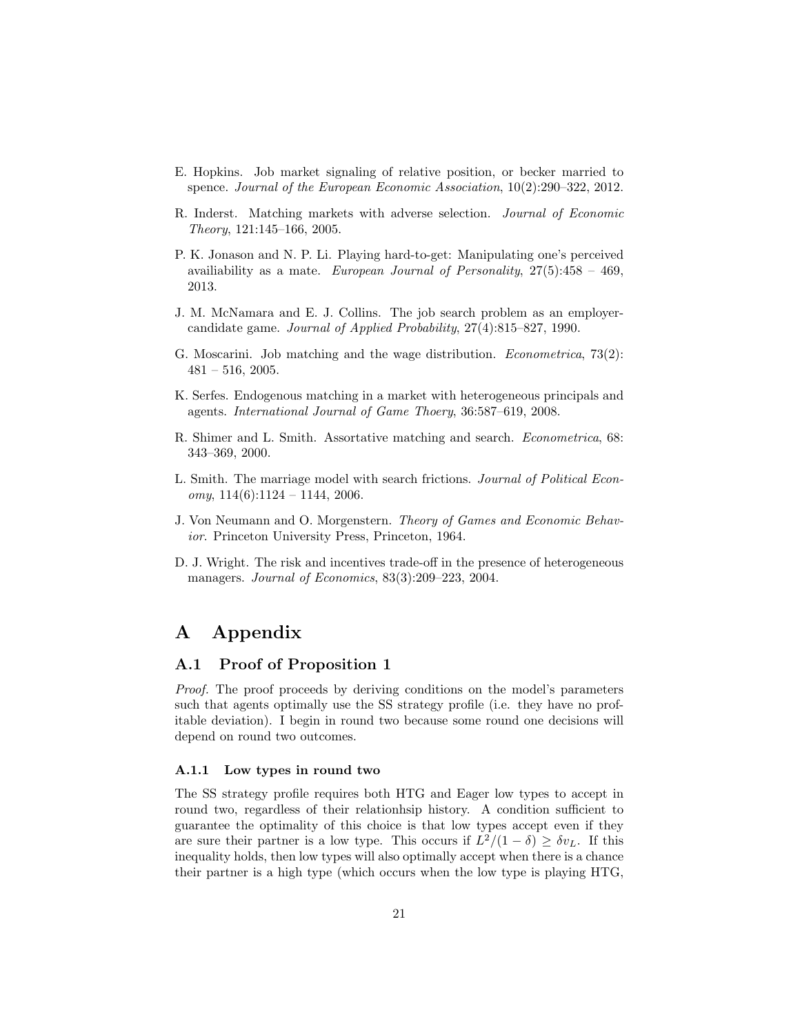E. Hopkins. Job market signaling of relative position, or becker married to spence. *Journal of the European Economic Association*, 10(2):290–322, 2012.

R. Inderst. Matching markets with adverse selection. *Journal of Economic Theory*, 121:145–166, 2005.

P. K. Jonason and N. P. Li. Playing hard-to-get: Manipulating one's perceived availiability as a mate. *European Journal of Personality*, 27(5):458 – 469, 2013.

J. M. McNamara and E. J. Collins. The job search problem as an employer-candidate game. *Journal of Applied Probability*, 27(4):815–827, 1990.

G. Moscarini. Job matching and the wage distribution. *Econometrica*, 73(2): 481 – 516, 2005.

K. Serfes. Endogenous matching in a market with heterogeneous principals and agents. *International Journal of Game Thoery*, 36:587–619, 2008.

R. Shimer and L. Smith. Assortative matching and search. *Econometrica*, 68: 343–369, 2000.

L. Smith. The marriage model with search frictions. *Journal of Political Economy*, 114(6):1124 – 1144, 2006.

J. Von Neumann and O. Morgenstern. *Theory of Games and Economic Behavior*. Princeton University Press, Princeton, 1964.

D. J. Wright. The risk and incentives trade-off in the presence of heterogeneous managers. *Journal of Economics*, 83(3):209–223, 2004.

# A Appendix

## A.1 Proof of Proposition 1

*Proof.* The proof proceeds by deriving conditions on the model's parameters such that agents optimally use the SS strategy profile (i.e. they have no profitable deviation). I begin in round two because some round one decisions will depend on round two outcomes.

### A.1.1 Low types in round two

The SS strategy profile requires both HTG and Eager low types to accept in round two, regardless of their relationhsip history. A condition sufficient to guarantee the optimality of this choice is that low types accept even if they are sure their partner is a low type. This occurs if $L^2/(1-\delta) \geq \delta v_L$. If this inequality holds, then low types will also optimally accept when there is a chance their partner is a high type (which occurs when the low type is playing HTG,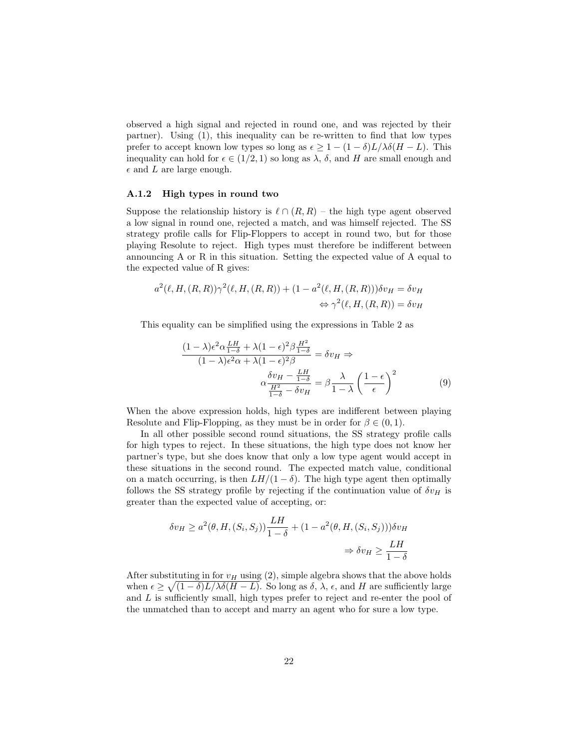observed a high signal and rejected in round one, and was rejected by their partner). Using (1), this inequality can be re-written to find that low types prefer to accept known low types so long as $\epsilon \geq 1 - (1-\delta)L/\lambda\delta(H-L)$. This inequality can hold for $\epsilon \in (1/2, 1)$ so long as $\lambda$, $\delta$, and $H$ are small enough and $\epsilon$ and $L$ are large enough.

### A.1.2 High types in round two

Suppose the relationship history is $\ell \cap (R, R)$ – the high type agent observed a low signal in round one, rejected a match, and was himself rejected. The SS strategy profile calls for Flip-Floppers to accept in round two, but for those playing Resolute to reject. High types must therefore be indifferent between announcing A or R in this situation. Setting the expected value of A equal to the expected value of R gives:

$$a^2(\ell, H, (R,R))\gamma^2(\ell, H, (R,R)) + (1 - a^2(\ell, H, (R,R)))\delta v_H = \delta v_H$$
$$\Leftrightarrow \gamma^2(\ell, H, (R,R)) = \delta v_H$$

This equality can be simplified using the expressions in Table 2 as

$$\frac{(1-\lambda)\epsilon^2\alpha\frac{LH}{1-\delta} + \lambda(1-\epsilon)^2\beta\frac{H^2}{1-\delta}}{(1-\lambda)\epsilon^2\alpha + \lambda(1-\epsilon)^2\beta} = \delta v_H \Rightarrow$$
$$\alpha\frac{\delta v_H - \frac{LH}{1-\delta}}{\frac{H^2}{1-\delta} - \delta v_H} = \beta\frac{\lambda}{1-\lambda}\left(\frac{1-\epsilon}{\epsilon}\right)^2 \tag{9}$$

When the above expression holds, high types are indifferent between playing Resolute and Flip-Flopping, as they must be in order for $\beta \in (0, 1)$.

In all other possible second round situations, the SS strategy profile calls for high types to reject. In these situations, the high type does not know her partner's type, but she does know that only a low type agent would accept in these situations in the second round. The expected match value, conditional on a match occurring, is then $LH/(1-\delta)$. The high type agent then optimally follows the SS strategy profile by rejecting if the continuation value of $\delta v_H$ is greater than the expected value of accepting, or:

$$\delta v_H \geq a^2(\theta, H, (S_i, S_j))\frac{LH}{1-\delta} + (1 - a^2(\theta, H, (S_i, S_j)))\delta v_H$$
$$\Rightarrow \delta v_H \geq \frac{LH}{1-\delta}$$

After substituting in for $v_H$ using (2), simple algebra shows that the above holds when $\epsilon \geq \sqrt{(1-\delta)L/\lambda\delta(H-L)}$. So long as $\delta$, $\lambda$, $\epsilon$, and $H$ are sufficiently large and $L$ is sufficiently small, high types prefer to reject and re-enter the pool of the unmatched than to accept and marry an agent who for sure a low type.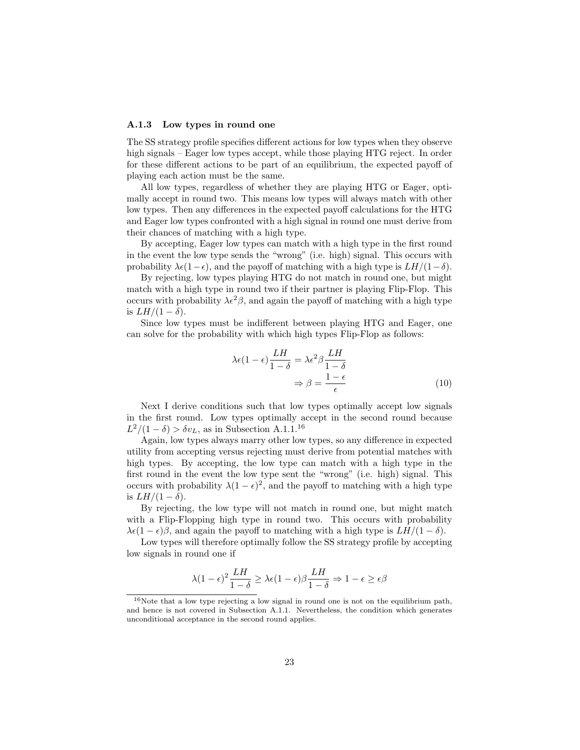### A.1.3 Low types in round one

The SS strategy profile specifies different actions for low types when they observe high signals – Eager low types accept, while those playing HTG reject. In order for these different actions to be part of an equilibrium, the expected payoff of playing each action must be the same.

All low types, regardless of whether they are playing HTG or Eager, optimally accept in round two. This means low types will always match with other low types. Then any differences in the expected payoff calculations for the HTG and Eager low types confronted with a high signal in round one must derive from their chances of matching with a high type.

By accepting, Eager low types can match with a high type in the first round in the event the low type sends the "wrong" (i.e. high) signal. This occurs with probability $\lambda\epsilon(1-\epsilon)$, and the payoff of matching with a high type is $LH/(1-\delta)$.

By rejecting, low types playing HTG do not match in round one, but might match with a high type in round two if their partner is playing Flip-Flop. This occurs with probability $\lambda\epsilon^2\beta$, and again the payoff of matching with a high type is $LH/(1-\delta)$.

Since low types must be indifferent between playing HTG and Eager, one can solve for the probability with which high types Flip-Flop as follows:

$$
\begin{aligned}
\lambda\epsilon(1-\epsilon)\frac{LH}{1-\delta} &= \lambda\epsilon^2\beta\frac{LH}{1-\delta} \\
\Rightarrow \beta &= \frac{1-\epsilon}{\epsilon}
\end{aligned}
\tag{10}
$$

Next I derive conditions such that low types optimally accept low signals in the first round. Low types optimally accept in the second round because $L^2/(1-\delta) > \delta v_L$, as in Subsection A.1.1.[16]

Again, low types always marry other low types, so any difference in expected utility from accepting versus rejecting must derive from potential matches with high types. By accepting, the low type can match with a high type in the first round in the event the low type sent the "wrong" (i.e. high) signal. This occurs with probability $\lambda(1-\epsilon)^2$, and the payoff to matching with a high type is $LH/(1-\delta)$.

By rejecting, the low type will not match in round one, but might match with a Flip-Flopping high type in round two. This occurs with probability $\lambda\epsilon(1-\epsilon)\beta$, and again the payoff to matching with a high type is $LH/(1-\delta)$.

Low types will therefore optimally follow the SS strategy profile by accepting low signals in round one if

$$
\lambda(1-\epsilon)^2\frac{LH}{1-\delta} \geq \lambda\epsilon(1-\epsilon)\beta\frac{LH}{1-\delta} \Rightarrow 1-\epsilon \geq \epsilon\beta
$$

[16] Note that a low type rejecting a low signal in round one is not on the equilibrium path, and hence is not covered in Subsection A.1.1. Nevertheless, the condition which generates unconditional acceptance in the second round applies.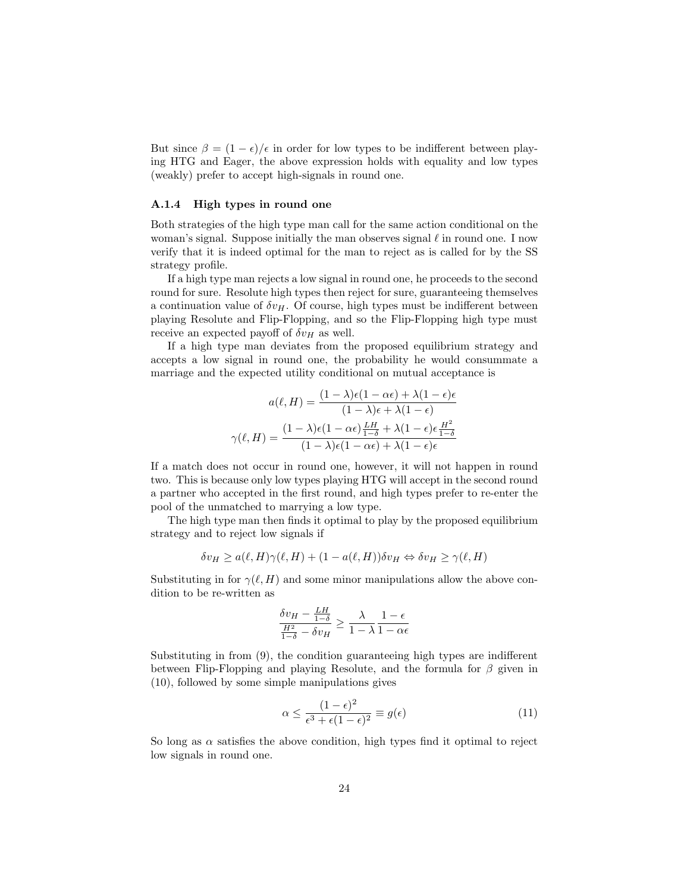But since $\beta = (1-\epsilon)/\epsilon$ in order for low types to be indifferent between playing HTG and Eager, the above expression holds with equality and low types (weakly) prefer to accept high-signals in round one.

### A.1.4 High types in round one

Both strategies of the high type man call for the same action conditional on the woman's signal. Suppose initially the man observes signal $\ell$ in round one. I now verify that it is indeed optimal for the man to reject as is called for by the SS strategy profile.

If a high type man rejects a low signal in round one, he proceeds to the second round for sure. Resolute high types then reject for sure, guaranteeing themselves a continuation value of $\delta v_H$. Of course, high types must be indifferent between playing Resolute and Flip-Flopping, and so the Flip-Flopping high type must receive an expected payoff of $\delta v_H$ as well.

If a high type man deviates from the proposed equilibrium strategy and accepts a low signal in round one, the probability he would consummate a marriage and the expected utility conditional on mutual acceptance is

$$a(\ell, H) = \frac{(1-\lambda)\epsilon(1-\alpha\epsilon) + \lambda(1-\epsilon)\epsilon}{(1-\lambda)\epsilon + \lambda(1-\epsilon)}$$

$$\gamma(\ell, H) = \frac{(1-\lambda)\epsilon(1-\alpha\epsilon)\frac{LH}{1-\delta} + \lambda(1-\epsilon)\epsilon\frac{H^2}{1-\delta}}{(1-\lambda)\epsilon(1-\alpha\epsilon) + \lambda(1-\epsilon)\epsilon}$$

If a match does not occur in round one, however, it will not happen in round two. This is because only low types playing HTG will accept in the second round a partner who accepted in the first round, and high types prefer to re-enter the pool of the unmatched to marrying a low type.

The high type man then finds it optimal to play by the proposed equilibrium strategy and to reject low signals if

$$\delta v_H \geq a(\ell, H)\gamma(\ell, H) + (1 - a(\ell, H))\delta v_H \Leftrightarrow \delta v_H \geq \gamma(\ell, H)$$

Substituting in for $\gamma(\ell, H)$ and some minor manipulations allow the above condition to be re-written as

$$\frac{\delta v_H - \frac{LH}{1-\delta}}{\frac{H^2}{1-\delta} - \delta v_H} \geq \frac{\lambda}{1-\lambda}\frac{1-\epsilon}{1-\alpha\epsilon}$$

Substituting in from (9), the condition guaranteeing high types are indifferent between Flip-Flopping and playing Resolute, and the formula for $\beta$ given in (10), followed by some simple manipulations gives

$$\alpha \leq \frac{(1-\epsilon)^2}{\epsilon^3 + \epsilon(1-\epsilon)^2} \equiv g(\epsilon) \tag{11}$$

So long as $\alpha$ satisfies the above condition, high types find it optimal to reject low signals in round one.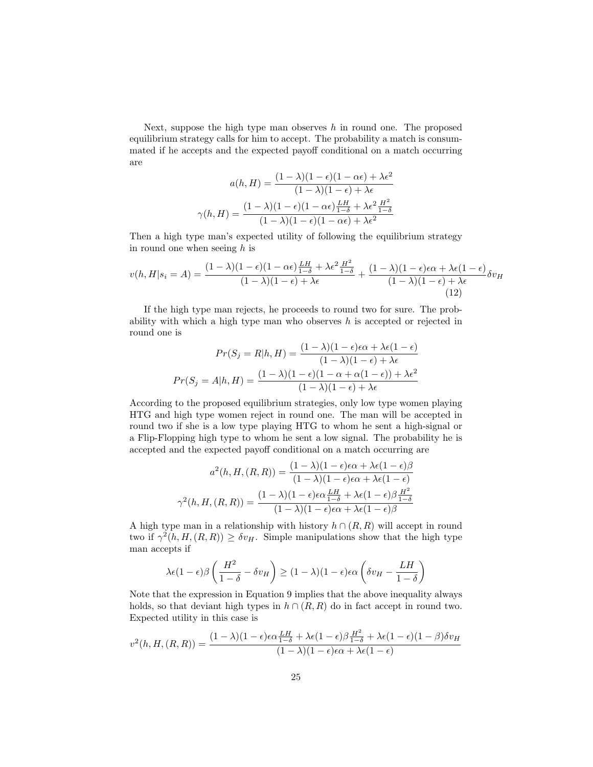Next, suppose the high type man observes $h$ in round one. The proposed equilibrium strategy calls for him to accept. The probability a match is consummated if he accepts and the expected payoff conditional on a match occurring are

$$a(h,H) = \frac{(1-\lambda)(1-\epsilon)(1-\alpha\epsilon) + \lambda\epsilon^2}{(1-\lambda)(1-\epsilon) + \lambda\epsilon}$$

$$\gamma(h,H) = \frac{(1-\lambda)(1-\epsilon)(1-\alpha\epsilon)\frac{LH}{1-\delta} + \lambda\epsilon^2\frac{H^2}{1-\delta}}{(1-\lambda)(1-\epsilon)(1-\alpha\epsilon) + \lambda\epsilon^2}$$

Then a high type man's expected utility of following the equilibrium strategy in round one when seeing $h$ is

$$v(h,H|s_i = A) = \frac{(1-\lambda)(1-\epsilon)(1-\alpha\epsilon)\frac{LH}{1-\delta} + \lambda\epsilon^2\frac{H^2}{1-\delta}}{(1-\lambda)(1-\epsilon) + \lambda\epsilon} + \frac{(1-\lambda)(1-\epsilon)\epsilon\alpha + \lambda\epsilon(1-\epsilon)}{(1-\lambda)(1-\epsilon) + \lambda\epsilon}\delta v_H \tag{12}$$

If the high type man rejects, he proceeds to round two for sure. The probability with which a high type man who observes $h$ is accepted or rejected in round one is

$$Pr(S_j = R|h,H) = \frac{(1-\lambda)(1-\epsilon)\epsilon\alpha + \lambda\epsilon(1-\epsilon)}{(1-\lambda)(1-\epsilon) + \lambda\epsilon}$$

$$Pr(S_j = A|h,H) = \frac{(1-\lambda)(1-\epsilon)(1-\alpha+\alpha(1-\epsilon)) + \lambda\epsilon^2}{(1-\lambda)(1-\epsilon) + \lambda\epsilon}$$

According to the proposed equilibrium strategies, only low type women playing HTG and high type women reject in round one. The man will be accepted in round two if she is a low type playing HTG to whom he sent a high-signal or a Flip-Flopping high type to whom he sent a low signal. The probability he is accepted and the expected payoff conditional on a match occurring are

$$a^2(h,H,(R,R)) = \frac{(1-\lambda)(1-\epsilon)\epsilon\alpha + \lambda\epsilon(1-\epsilon)\beta}{(1-\lambda)(1-\epsilon)\epsilon\alpha + \lambda\epsilon(1-\epsilon)}$$

$$\gamma^2(h,H,(R,R)) = \frac{(1-\lambda)(1-\epsilon)\epsilon\alpha\frac{LH}{1-\delta} + \lambda\epsilon(1-\epsilon)\beta\frac{H^2}{1-\delta}}{(1-\lambda)(1-\epsilon)\epsilon\alpha + \lambda\epsilon(1-\epsilon)\beta}$$

A high type man in a relationship with history $h \cap (R,R)$ will accept in round two if $\gamma^2(h,H,(R,R)) \geq \delta v_H$. Simple manipulations show that the high type man accepts if

$$\lambda\epsilon(1-\epsilon)\beta\left(\frac{H^2}{1-\delta} - \delta v_H\right) \geq (1-\lambda)(1-\epsilon)\epsilon\alpha\left(\delta v_H - \frac{LH}{1-\delta}\right)$$

Note that the expression in Equation 9 implies that the above inequality always holds, so that deviant high types in $h \cap (R,R)$ do in fact accept in round two. Expected utility in this case is

$$v^2(h,H,(R,R)) = \frac{(1-\lambda)(1-\epsilon)\epsilon\alpha\frac{LH}{1-\delta} + \lambda\epsilon(1-\epsilon)\beta\frac{H^2}{1-\delta} + \lambda\epsilon(1-\epsilon)(1-\beta)\delta v_H}{(1-\lambda)(1-\epsilon)\epsilon\alpha + \lambda\epsilon(1-\epsilon)}$$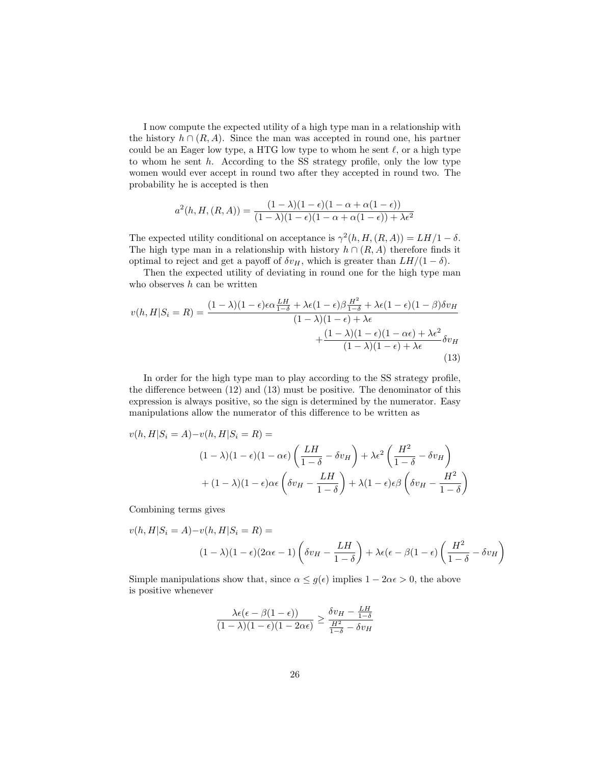I now compute the expected utility of a high type man in a relationship with the history $h \cap (R, A)$. Since the man was accepted in round one, his partner could be an Eager low type, a HTG low type to whom he sent $\ell$, or a high type to whom he sent $h$. According to the SS strategy profile, only the low type women would ever accept in round two after they accepted in round two. The probability he is accepted is then

$$a^2(h, H, (R, A)) = \frac{(1-\lambda)(1-\epsilon)(1-\alpha+\alpha(1-\epsilon))}{(1-\lambda)(1-\epsilon)(1-\alpha+\alpha(1-\epsilon))+\lambda\epsilon^2}$$

The expected utility conditional on acceptance is $\gamma^2(h, H, (R, A)) = LH/1-\delta$. The high type man in a relationship with history $h \cap (R, A)$ therefore finds it optimal to reject and get a payoff of $\delta v_H$, which is greater than $LH/(1-\delta)$.

Then the expected utility of deviating in round one for the high type man who observes $h$ can be written

$$v(h, H|S_i = R) = \frac{(1-\lambda)(1-\epsilon)\epsilon\alpha\frac{LH}{1-\delta} + \lambda\epsilon(1-\epsilon)\beta\frac{H^2}{1-\delta} + \lambda\epsilon(1-\epsilon)(1-\beta)\delta v_H}{(1-\lambda)(1-\epsilon)+\lambda\epsilon} + \frac{(1-\lambda)(1-\epsilon)(1-\alpha\epsilon)+\lambda\epsilon^2}{(1-\lambda)(1-\epsilon)+\lambda\epsilon}\delta v_H \tag{13}$$

In order for the high type man to play according to the SS strategy profile, the difference between (12) and (13) must be positive. The denominator of this expression is always positive, so the sign is determined by the numerator. Easy manipulations allow the numerator of this difference to be written as

$$\begin{aligned}
v(h, H|S_i = A) - v(h, H|S_i = R) = \\
&(1-\lambda)(1-\epsilon)(1-\alpha\epsilon)\left(\frac{LH}{1-\delta} - \delta v_H\right) + \lambda\epsilon^2\left(\frac{H^2}{1-\delta} - \delta v_H\right) \\
&+ (1-\lambda)(1-\epsilon)\alpha\epsilon\left(\delta v_H - \frac{LH}{1-\delta}\right) + \lambda(1-\epsilon)\epsilon\beta\left(\delta v_H - \frac{H^2}{1-\delta}\right)
\end{aligned}$$

Combining terms gives

$$\begin{aligned}
v(h, H|S_i = A) - v(h, H|S_i = R) = \\
&(1-\lambda)(1-\epsilon)(2\alpha\epsilon - 1)\left(\delta v_H - \frac{LH}{1-\delta}\right) + \lambda\epsilon(\epsilon - \beta(1-\epsilon)\left(\frac{H^2}{1-\delta} - \delta v_H\right)
\end{aligned}$$

Simple manipulations show that, since $\alpha \le g(\epsilon)$ implies $1 - 2\alpha\epsilon > 0$, the above is positive whenever

$$\frac{\lambda\epsilon(\epsilon - \beta(1-\epsilon))}{(1-\lambda)(1-\epsilon)(1-2\alpha\epsilon)} \ge \frac{\delta v_H - \frac{LH}{1-\delta}}{\frac{H^2}{1-\delta} - \delta v_H}$$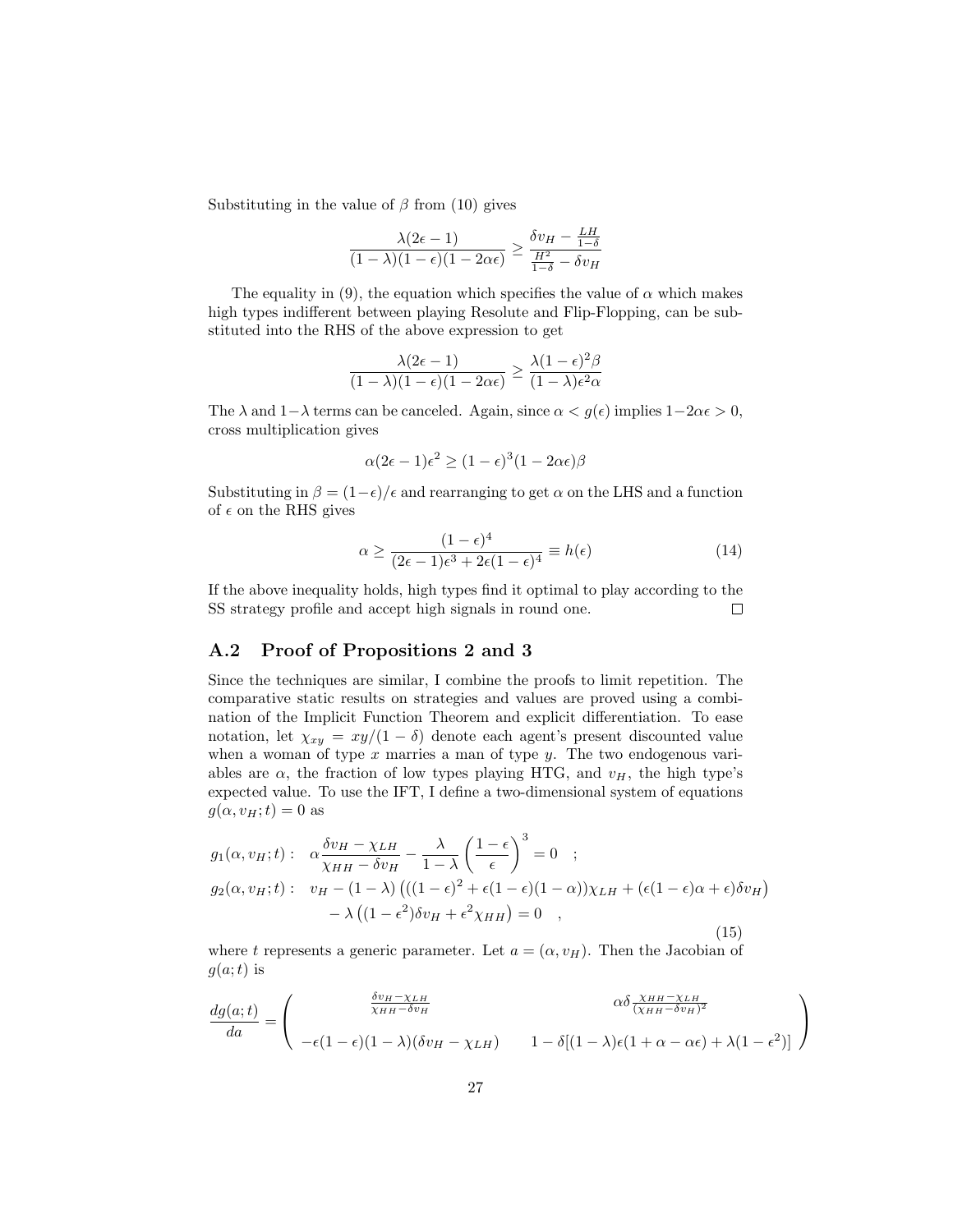Substituting in the value of $\beta$ from (10) gives

$$\frac{\lambda(2\epsilon-1)}{(1-\lambda)(1-\epsilon)(1-2\alpha\epsilon)} \geq \frac{\delta v_H - \frac{LH}{1-\delta}}{\frac{H^2}{1-\delta} - \delta v_H}$$

The equality in (9), the equation which specifies the value of $\alpha$ which makes high types indifferent between playing Resolute and Flip-Flopping, can be substituted into the RHS of the above expression to get

$$\frac{\lambda(2\epsilon-1)}{(1-\lambda)(1-\epsilon)(1-2\alpha\epsilon)} \geq \frac{\lambda(1-\epsilon)^2\beta}{(1-\lambda)\epsilon^2\alpha}$$

The $\lambda$ and $1-\lambda$ terms can be canceled. Again, since $\alpha < g(\epsilon)$ implies $1-2\alpha\epsilon > 0$, cross multiplication gives

$$\alpha(2\epsilon-1)\epsilon^2 \geq (1-\epsilon)^3(1-2\alpha\epsilon)\beta$$

Substituting in $\beta = (1-\epsilon)/\epsilon$ and rearranging to get $\alpha$ on the LHS and a function of $\epsilon$ on the RHS gives

$$\alpha \geq \frac{(1-\epsilon)^4}{(2\epsilon-1)\epsilon^3 + 2\epsilon(1-\epsilon)^4} \equiv h(\epsilon) \tag{14}$$

If the above inequality holds, high types find it optimal to play according to the SS strategy profile and accept high signals in round one. □

## A.2 Proof of Propositions 2 and 3

Since the techniques are similar, I combine the proofs to limit repetition. The comparative static results on strategies and values are proved using a combination of the Implicit Function Theorem and explicit differentiation. To ease notation, let $\chi_{xy} = xy/(1-\delta)$ denote each agent's present discounted value when a woman of type $x$ marries a man of type $y$. The two endogenous variables are $\alpha$, the fraction of low types playing HTG, and $v_H$, the high type's expected value. To use the IFT, I define a two-dimensional system of equations $g(\alpha, v_H; t) = 0$ as

$$\begin{aligned}
g_1(\alpha, v_H; t): &\quad \alpha\frac{\delta v_H - \chi_{LH}}{\chi_{HH} - \delta v_H} - \frac{\lambda}{1-\lambda}\left(\frac{1-\epsilon}{\epsilon}\right)^3 = 0 \quad ; \\
g_2(\alpha, v_H; t): &\quad v_H - (1-\lambda)\big(((1-\epsilon)^2 + \epsilon(1-\epsilon)(1-\alpha))\chi_{LH} + (\epsilon(1-\epsilon)\alpha + \epsilon)\delta v_H\big) \\
&\qquad - \lambda\big((1-\epsilon^2)\delta v_H + \epsilon^2\chi_{HH}\big) = 0 \quad ,
\end{aligned} \tag{15}$$

where $t$ represents a generic parameter. Let $a = (\alpha, v_H)$. Then the Jacobian of $g(a;t)$ is

$$\frac{dg(a;t)}{da} = \begin{pmatrix} \frac{\delta v_H - \chi_{LH}}{\chi_{HH} - \delta v_H} & \alpha\delta\frac{\chi_{HH} - \chi_{LH}}{(\chi_{HH} - \delta v_H)^2} \\ -\epsilon(1-\epsilon)(1-\lambda)(\delta v_H - \chi_{LH}) & 1 - \delta[(1-\lambda)\epsilon(1+\alpha-\alpha\epsilon) + \lambda(1-\epsilon^2)] \end{pmatrix}$$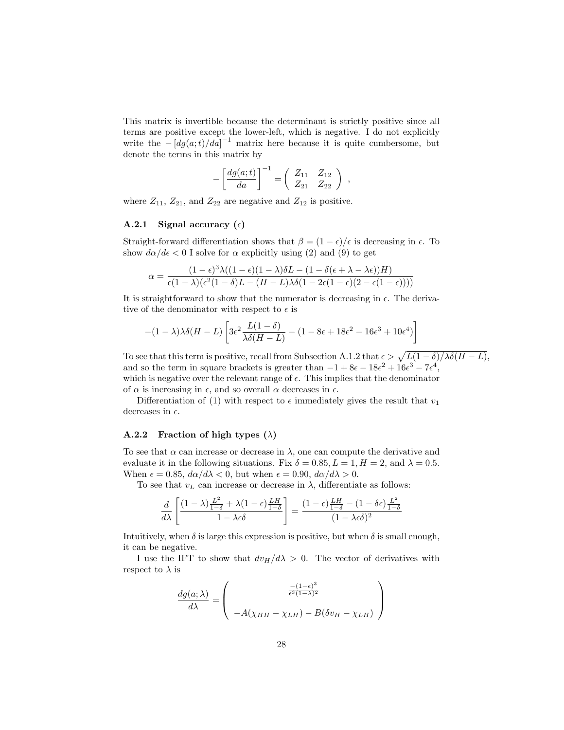This matrix is invertible because the determinant is strictly positive since all terms are positive except the lower-left, which is negative. I do not explicitly write the $-[dg(a;t)/da]^{-1}$ matrix here because it is quite cumbersome, but denote the terms in this matrix by

$$-\left[\frac{dg(a;t)}{da}\right]^{-1} = \begin{pmatrix} Z_{11} & Z_{12} \\ Z_{21} & Z_{22} \end{pmatrix} ,$$

where $Z_{11}$, $Z_{21}$, and $Z_{22}$ are negative and $Z_{12}$ is positive.

### A.2.1 Signal accuracy ($\epsilon$)

Straight-forward differentiation shows that $\beta = (1-\epsilon)/\epsilon$ is decreasing in $\epsilon$. To show $d\alpha/d\epsilon < 0$ I solve for $\alpha$ explicitly using (2) and (9) to get

$$\alpha = \frac{(1-\epsilon)^3\lambda((1-\epsilon)(1-\lambda)\delta L - (1-\delta(\epsilon+\lambda-\lambda\epsilon))H)}{\epsilon(1-\lambda)(\epsilon^2(1-\delta)L - (H-L)\lambda\delta(1-2\epsilon(1-\epsilon)(2-\epsilon(1-\epsilon))))}$$

It is straightforward to show that the numerator is decreasing in $\epsilon$. The derivative of the denominator with respect to $\epsilon$ is

$$-(1-\lambda)\lambda\delta(H-L)\left[3\epsilon^2\frac{L(1-\delta)}{\lambda\delta(H-L)} - (1-8\epsilon+18\epsilon^2-16\epsilon^3+10\epsilon^4)\right]$$

To see that this term is positive, recall from Subsection A.1.2 that $\epsilon > \sqrt{L(1-\delta)/\lambda\delta(H-L)}$, and so the term in square brackets is greater than $-1+8\epsilon-18\epsilon^2+16\epsilon^3-7\epsilon^4$, which is negative over the relevant range of $\epsilon$. This implies that the denominator of $\alpha$ is increasing in $\epsilon$, and so overall $\alpha$ decreases in $\epsilon$.

Differentiation of (1) with respect to $\epsilon$ immediately gives the result that $v_1$ decreases in $\epsilon$.

### A.2.2 Fraction of high types ($\lambda$)

To see that $\alpha$ can increase or decrease in $\lambda$, one can compute the derivative and evaluate it in the following situations. Fix $\delta = 0.85, L = 1, H = 2$, and $\lambda = 0.5$. When $\epsilon = 0.85$, $d\alpha/d\lambda < 0$, but when $\epsilon = 0.90$, $d\alpha/d\lambda > 0$.

To see that $v_L$ can increase or decrease in $\lambda$, differentiate as follows:

$$\frac{d}{d\lambda}\left[\frac{(1-\lambda)\frac{L^2}{1-\delta} + \lambda(1-\epsilon)\frac{LH}{1-\delta}}{1-\lambda\epsilon\delta}\right] = \frac{(1-\epsilon)\frac{LH}{1-\delta} - (1-\delta\epsilon)\frac{L^2}{1-\delta}}{(1-\lambda\epsilon\delta)^2}$$

Intuitively, when $\delta$ is large this expression is positive, but when $\delta$ is small enough, it can be negative.

I use the IFT to show that $dv_H/d\lambda > 0$. The vector of derivatives with respect to $\lambda$ is

$$\frac{dg(a;\lambda)}{d\lambda} = \begin{pmatrix} \frac{-(1-\epsilon)^3}{\epsilon^3(1-\lambda)^2} \\ \\ -A(\chi_{HH} - \chi_{LH}) - B(\delta v_H - \chi_{LH}) \end{pmatrix}$$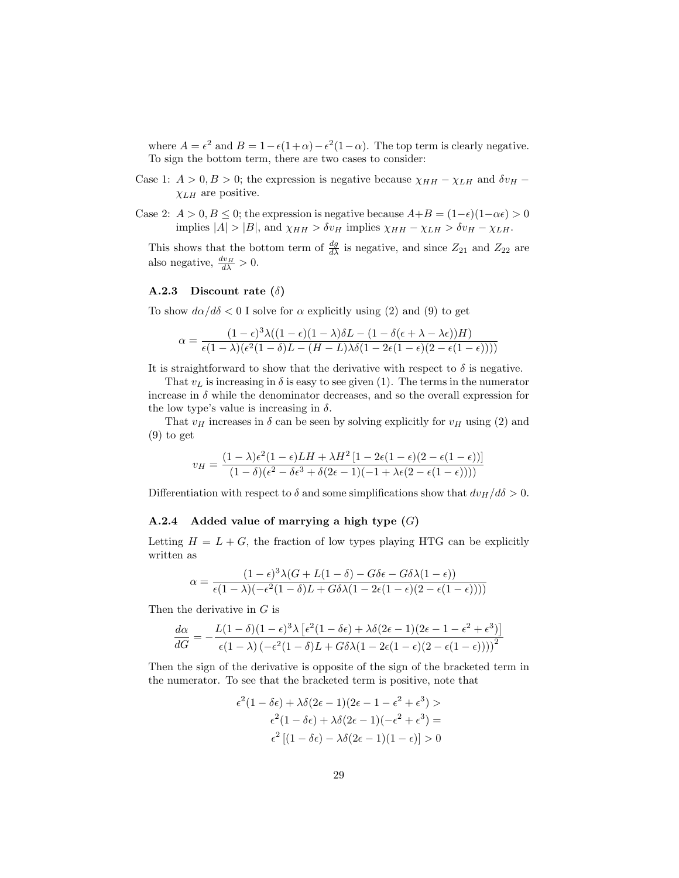where $A = \epsilon^2$ and $B = 1-\epsilon(1+\alpha)-\epsilon^2(1-\alpha)$. The top term is clearly negative. To sign the bottom term, there are two cases to consider:

Case 1: $A > 0, B > 0$; the expression is negative because $\chi_{HH} - \chi_{LH}$ and $\delta v_H - \chi_{LH}$ are positive.

Case 2: $A > 0, B \leq 0$; the expression is negative because $A+B = (1-\epsilon)(1-\alpha\epsilon) > 0$ implies $|A| > |B|$, and $\chi_{HH} > \delta v_H$ implies $\chi_{HH} - \chi_{LH} > \delta v_H - \chi_{LH}$.

This shows that the bottom term of $\frac{dq}{d\lambda}$ is negative, and since $Z_{21}$ and $Z_{22}$ are also negative, $\frac{dv_H}{d\lambda} > 0$.

### A.2.3 Discount rate ($\delta$)

To show $d\alpha/d\delta < 0$ I solve for $\alpha$ explicitly using (2) and (9) to get

$$\alpha = \frac{(1-\epsilon)^3\lambda((1-\epsilon)(1-\lambda)\delta L - (1-\delta(\epsilon+\lambda-\lambda\epsilon))H)}{\epsilon(1-\lambda)(\epsilon^2(1-\delta)L - (H-L)\lambda\delta(1-2\epsilon(1-\epsilon)(2-\epsilon(1-\epsilon))))}$$

It is straightforward to show that the derivative with respect to $\delta$ is negative.

That $v_L$ is increasing in $\delta$ is easy to see given (1). The terms in the numerator increase in $\delta$ while the denominator decreases, and so the overall expression for the low type's value is increasing in $\delta$.

That $v_H$ increases in $\delta$ can be seen by solving explicitly for $v_H$ using (2) and (9) to get

$$v_H = \frac{(1-\lambda)\epsilon^2(1-\epsilon)LH + \lambda H^2\left[1-2\epsilon(1-\epsilon)(2-\epsilon(1-\epsilon))\right]}{(1-\delta)(\epsilon^2 - \delta\epsilon^3 + \delta(2\epsilon-1)(-1+\lambda\epsilon(2-\epsilon(1-\epsilon))))}$$

Differentiation with respect to $\delta$ and some simplifications show that $dv_H/d\delta > 0$.

### A.2.4 Added value of marrying a high type ($G$)

Letting $H = L + G$, the fraction of low types playing HTG can be explicitly written as

$$\alpha = \frac{(1-\epsilon)^3\lambda(G + L(1-\delta) - G\delta\epsilon - G\delta\lambda(1-\epsilon))}{\epsilon(1-\lambda)(-\epsilon^2(1-\delta)L + G\delta\lambda(1-2\epsilon(1-\epsilon)(2-\epsilon(1-\epsilon))))}$$

Then the derivative in $G$ is

$$\frac{d\alpha}{dG} = -\frac{L(1-\delta)(1-\epsilon)^3\lambda\left[\epsilon^2(1-\delta\epsilon) + \lambda\delta(2\epsilon-1)(2\epsilon-1-\epsilon^2+\epsilon^3)\right]}{\epsilon(1-\lambda)\left(-\epsilon^2(1-\delta)L + G\delta\lambda(1-2\epsilon(1-\epsilon)(2-\epsilon(1-\epsilon)))\right)^2}$$

Then the sign of the derivative is opposite of the sign of the bracketed term in the numerator. To see that the bracketed term is positive, note that

$$\begin{aligned}
\epsilon^2(1-\delta\epsilon) + \lambda\delta(2\epsilon-1)(2\epsilon-1-\epsilon^2+\epsilon^3) &> \\
\epsilon^2(1-\delta\epsilon) + \lambda\delta(2\epsilon-1)(-\epsilon^2+\epsilon^3) &= \\
\epsilon^2\left[(1-\delta\epsilon) - \lambda\delta(2\epsilon-1)(1-\epsilon)\right] &> 0
\end{aligned}$$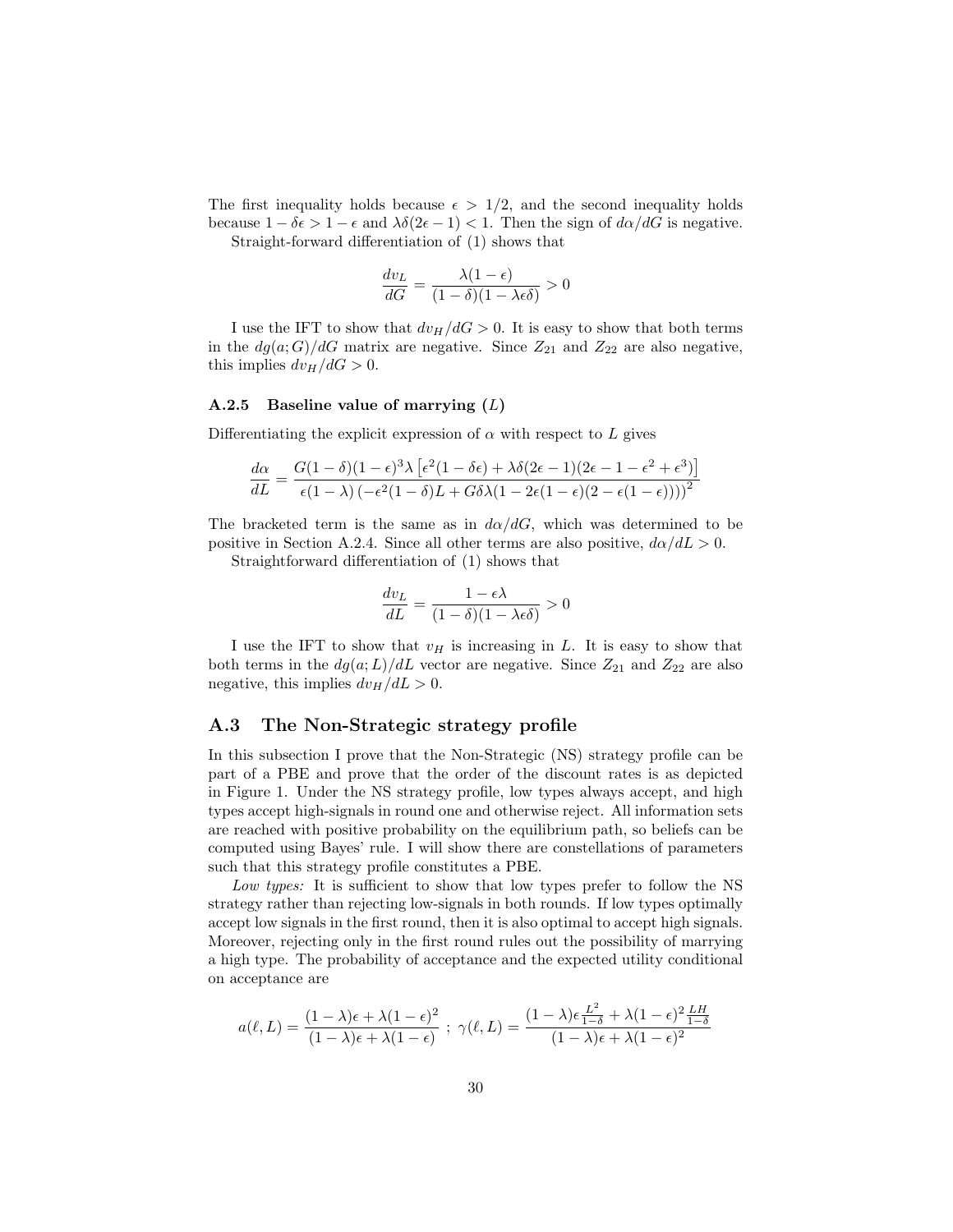The first inequality holds because $\epsilon > 1/2$, and the second inequality holds because $1 - \delta\epsilon > 1 - \epsilon$ and $\lambda\delta(2\epsilon - 1) < 1$. Then the sign of $d\alpha/dG$ is negative.

Straight-forward differentiation of (1) shows that

$$\frac{dv_L}{dG} = \frac{\lambda(1-\epsilon)}{(1-\delta)(1-\lambda\epsilon\delta)} > 0$$

I use the IFT to show that $dv_H/dG > 0$. It is easy to show that both terms in the $dg(a;G)/dG$ matrix are negative. Since $Z_{21}$ and $Z_{22}$ are also negative, this implies $dv_H/dG > 0$.

### A.2.5 Baseline value of marrying ($L$)

Differentiating the explicit expression of $\alpha$ with respect to $L$ gives

$$\frac{d\alpha}{dL} = \frac{G(1-\delta)(1-\epsilon)^3\lambda\left[\epsilon^2(1-\delta\epsilon) + \lambda\delta(2\epsilon-1)(2\epsilon - 1 - \epsilon^2 + \epsilon^3)\right]}{\epsilon(1-\lambda)\left(-\epsilon^2(1-\delta)L + G\delta\lambda(1 - 2\epsilon(1-\epsilon)(2-\epsilon(1-\epsilon)))\right)^2}$$

The bracketed term is the same as in $d\alpha/dG$, which was determined to be positive in Section A.2.4. Since all other terms are also positive, $d\alpha/dL > 0$.

Straightforward differentiation of (1) shows that

$$\frac{dv_L}{dL} = \frac{1-\epsilon\lambda}{(1-\delta)(1-\lambda\epsilon\delta)} > 0$$

I use the IFT to show that $v_H$ is increasing in $L$. It is easy to show that both terms in the $dg(a;L)/dL$ vector are negative. Since $Z_{21}$ and $Z_{22}$ are also negative, this implies $dv_H/dL > 0$.

## A.3 The Non-Strategic strategy profile

In this subsection I prove that the Non-Strategic (NS) strategy profile can be part of a PBE and prove that the order of the discount rates is as depicted in Figure 1. Under the NS strategy profile, low types always accept, and high types accept high-signals in round one and otherwise reject. All information sets are reached with positive probability on the equilibrium path, so beliefs can be computed using Bayes' rule. I will show there are constellations of parameters such that this strategy profile constitutes a PBE.

*Low types:* It is sufficient to show that low types prefer to follow the NS strategy rather than rejecting low-signals in both rounds. If low types optimally accept low signals in the first round, then it is also optimal to accept high signals. Moreover, rejecting only in the first round rules out the possibility of marrying a high type. The probability of acceptance and the expected utility conditional on acceptance are

$$a(\ell, L) = \frac{(1-\lambda)\epsilon + \lambda(1-\epsilon)^2}{(1-\lambda)\epsilon + \lambda(1-\epsilon)} \ ; \ \gamma(\ell, L) = \frac{(1-\lambda)\epsilon\frac{L^2}{1-\delta} + \lambda(1-\epsilon)^2\frac{LH}{1-\delta}}{(1-\lambda)\epsilon + \lambda(1-\epsilon)^2}$$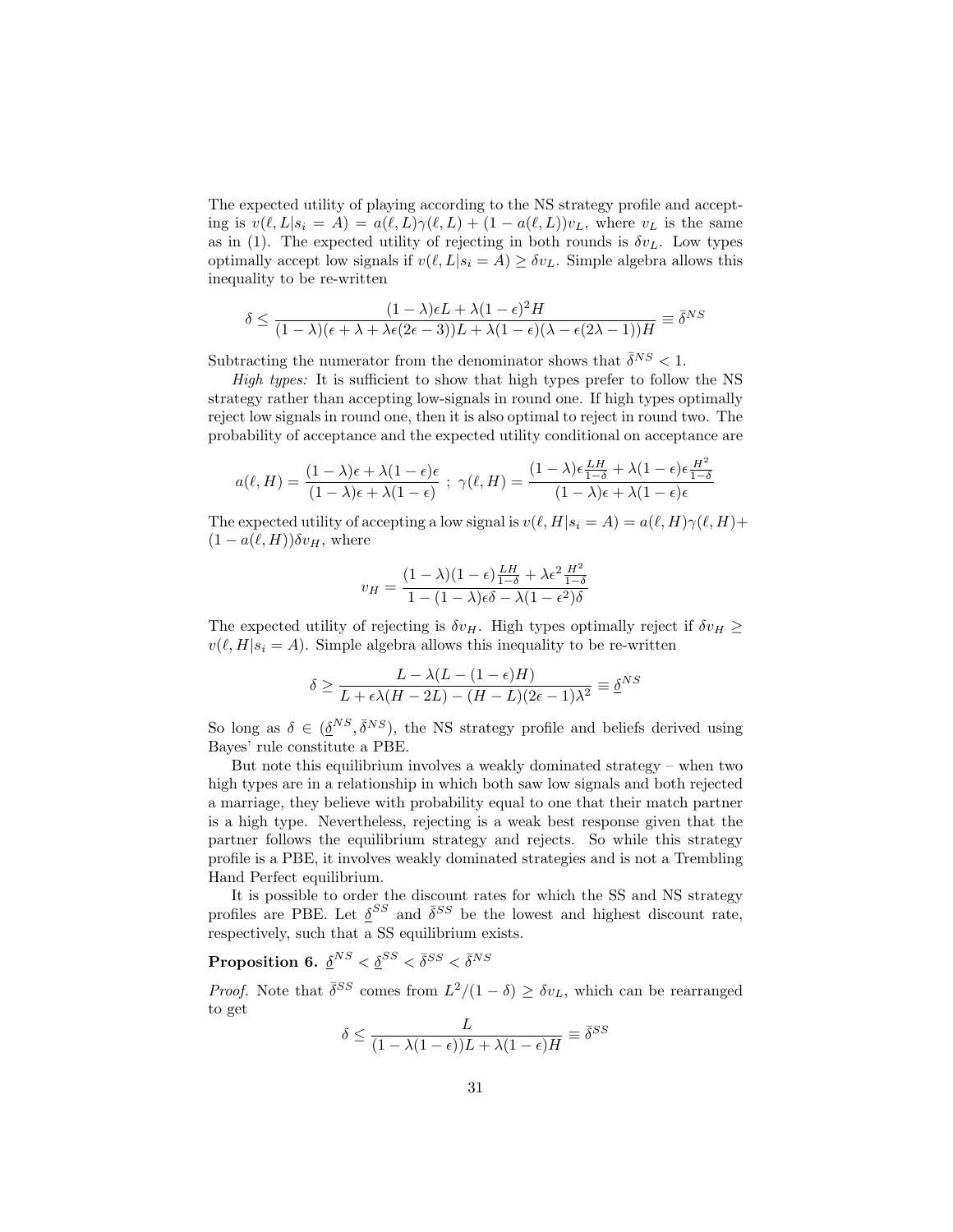The expected utility of playing according to the NS strategy profile and accepting is $v(\ell, L|s_i = A) = a(\ell, L)\gamma(\ell, L) + (1 - a(\ell, L))v_L$, where $v_L$ is the same as in (1). The expected utility of rejecting in both rounds is $\delta v_L$. Low types optimally accept low signals if $v(\ell, L|s_i = A) \geq \delta v_L$. Simple algebra allows this inequality to be re-written

$$\delta \leq \frac{(1-\lambda)\epsilon L + \lambda(1-\epsilon)^2 H}{(1-\lambda)(\epsilon + \lambda + \lambda\epsilon(2\epsilon - 3))L + \lambda(1-\epsilon)(\lambda - \epsilon(2\lambda - 1))H} \equiv \bar{\delta}^{NS}$$

Subtracting the numerator from the denominator shows that $\bar{\delta}^{NS} < 1$.

*High types:* It is sufficient to show that high types prefer to follow the NS strategy rather than accepting low-signals in round one. If high types optimally reject low signals in round one, then it is also optimal to reject in round two. The probability of acceptance and the expected utility conditional on acceptance are

$$a(\ell, H) = \frac{(1-\lambda)\epsilon + \lambda(1-\epsilon)\epsilon}{(1-\lambda)\epsilon + \lambda(1-\epsilon)} \ ; \ \gamma(\ell, H) = \frac{(1-\lambda)\epsilon\frac{LH}{1-\delta} + \lambda(1-\epsilon)\epsilon\frac{H^2}{1-\delta}}{(1-\lambda)\epsilon + \lambda(1-\epsilon)\epsilon}$$

The expected utility of accepting a low signal is $v(\ell, H|s_i = A) = a(\ell, H)\gamma(\ell, H) + (1 - a(\ell, H))\delta v_H$, where

$$v_H = \frac{(1-\lambda)(1-\epsilon)\frac{LH}{1-\delta} + \lambda\epsilon^2\frac{H^2}{1-\delta}}{1 - (1-\lambda)\epsilon\delta - \lambda(1-\epsilon^2)\delta}$$

The expected utility of rejecting is $\delta v_H$. High types optimally reject if $\delta v_H \geq v(\ell, H|s_i = A)$. Simple algebra allows this inequality to be re-written

$$\delta \geq \frac{L - \lambda(L - (1-\epsilon)H)}{L + \epsilon\lambda(H - 2L) - (H - L)(2\epsilon - 1)\lambda^2} \equiv \underline{\delta}^{NS}$$

So long as $\delta \in (\underline{\delta}^{NS}, \bar{\delta}^{NS})$, the NS strategy profile and beliefs derived using Bayes' rule constitute a PBE.

But note this equilibrium involves a weakly dominated strategy – when two high types are in a relationship in which both saw low signals and both rejected a marriage, they believe with probability equal to one that their match partner is a high type. Nevertheless, rejecting is a weak best response given that the partner follows the equilibrium strategy and rejects. So while this strategy profile is a PBE, it involves weakly dominated strategies and is not a Trembling Hand Perfect equilibrium.

It is possible to order the discount rates for which the SS and NS strategy profiles are PBE. Let $\underline{\delta}^{SS}$ and $\bar{\delta}^{SS}$ be the lowest and highest discount rate, respectively, such that a SS equilibrium exists.

**Proposition 6.** $\underline{\delta}^{NS} < \underline{\delta}^{SS} < \bar{\delta}^{SS} < \bar{\delta}^{NS}$

*Proof.* Note that $\bar{\delta}^{SS}$ comes from $L^2/(1-\delta) \geq \delta v_L$, which can be rearranged to get

$$\delta \leq \frac{L}{(1 - \lambda(1-\epsilon))L + \lambda(1-\epsilon)H} \equiv \bar{\delta}^{SS}$$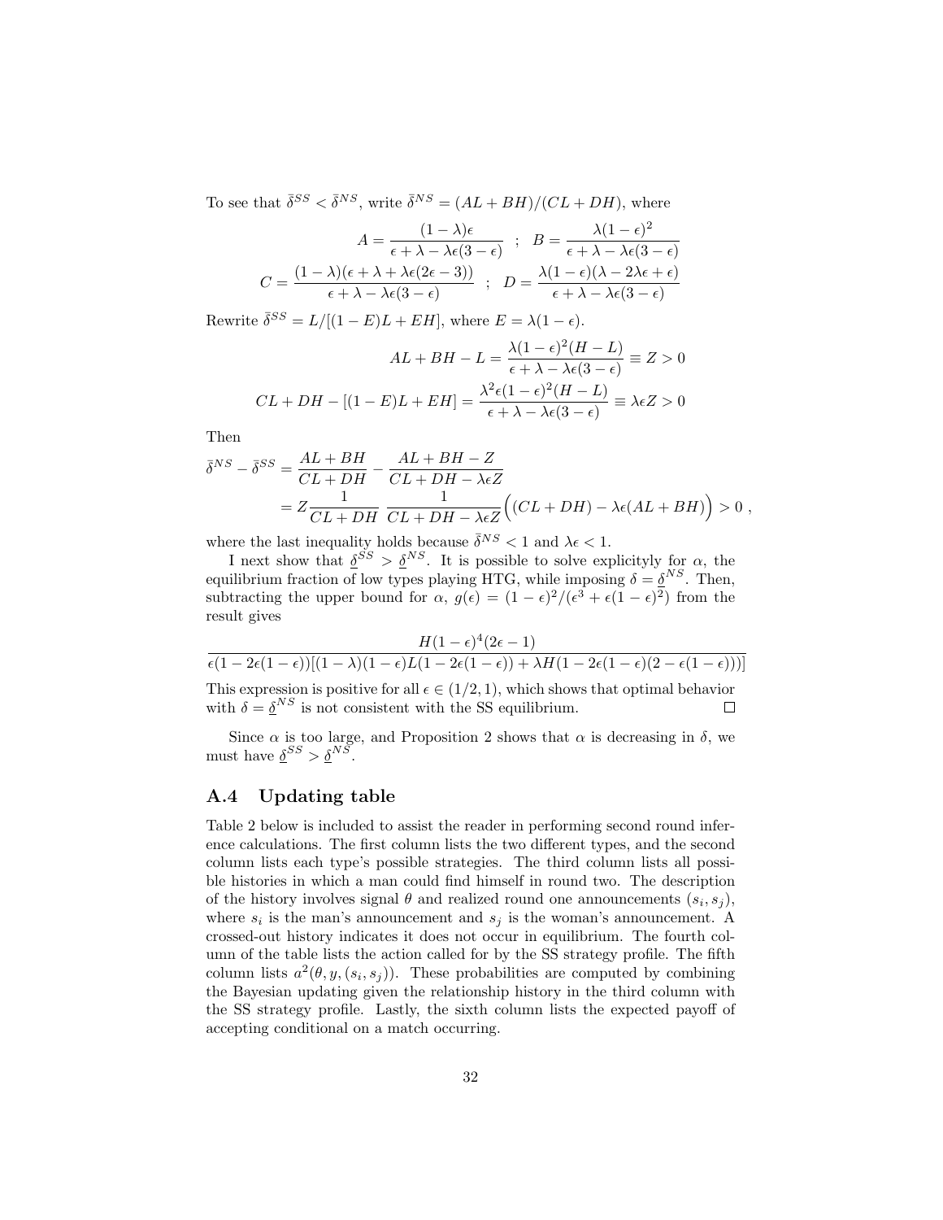To see that $\bar{\delta}^{SS} < \bar{\delta}^{NS}$, write $\bar{\delta}^{NS} = (AL + BH)/(CL + DH)$, where

$$A = \frac{(1-\lambda)\epsilon}{\epsilon + \lambda - \lambda\epsilon(3-\epsilon)} \quad ; \quad B = \frac{\lambda(1-\epsilon)^2}{\epsilon + \lambda - \lambda\epsilon(3-\epsilon)}$$

$$C = \frac{(1-\lambda)(\epsilon + \lambda + \lambda\epsilon(2\epsilon - 3))}{\epsilon + \lambda - \lambda\epsilon(3-\epsilon)} \quad ; \quad D = \frac{\lambda(1-\epsilon)(\lambda - 2\lambda\epsilon + \epsilon)}{\epsilon + \lambda - \lambda\epsilon(3-\epsilon)}$$

Rewrite $\bar{\delta}^{SS} = L/[(1-E)L + EH]$, where $E = \lambda(1-\epsilon)$.

$$AL + BH - L = \frac{\lambda(1-\epsilon)^2(H-L)}{\epsilon + \lambda - \lambda\epsilon(3-\epsilon)} \equiv Z > 0$$

$$CL + DH - [(1-E)L + EH] = \frac{\lambda^2\epsilon(1-\epsilon)^2(H-L)}{\epsilon + \lambda - \lambda\epsilon(3-\epsilon)} \equiv \lambda\epsilon Z > 0$$

Then

$$\begin{aligned}
\bar{\delta}^{NS} - \bar{\delta}^{SS} &= \frac{AL + BH}{CL + DH} - \frac{AL + BH - Z}{CL + DH - \lambda\epsilon Z} \\
&= Z\frac{1}{CL + DH}\,\frac{1}{CL + DH - \lambda\epsilon Z}\Big((CL + DH) - \lambda\epsilon(AL + BH)\Big) > 0\ ,
\end{aligned}$$

where the last inequality holds because $\bar{\delta}^{NS} < 1$ and $\lambda\epsilon < 1$.

I next show that $\underline{\delta}^{SS} > \underline{\delta}^{NS}$. It is possible to solve explicityly for $\alpha$, the equilibrium fraction of low types playing HTG, while imposing $\delta = \underline{\delta}^{NS}$. Then, subtracting the upper bound for $\alpha$, $g(\epsilon) = (1-\epsilon)^2/(\epsilon^3 + \epsilon(1-\epsilon)^2)$ from the result gives

$$\frac{H(1-\epsilon)^4(2\epsilon - 1)}{\epsilon(1 - 2\epsilon(1-\epsilon))[(1-\lambda)(1-\epsilon)L(1 - 2\epsilon(1-\epsilon)) + \lambda H(1 - 2\epsilon(1-\epsilon)(2 - \epsilon(1-\epsilon)))]}$$

This expression is positive for all $\epsilon \in (1/2, 1)$, which shows that optimal behavior with $\delta = \underline{\delta}^{NS}$ is not consistent with the SS equilibrium. $\square$

Since $\alpha$ is too large, and Proposition 2 shows that $\alpha$ is decreasing in $\delta$, we must have $\underline{\delta}^{SS} > \underline{\delta}^{NS}$.

## A.4 Updating table

Table 2 below is included to assist the reader in performing second round inference calculations. The first column lists the two different types, and the second column lists each type's possible strategies. The third column lists all possible histories in which a man could find himself in round two. The description of the history involves signal $\theta$ and realized round one announcements $(s_i, s_j)$, where $s_i$ is the man's announcement and $s_j$ is the woman's announcement. A crossed-out history indicates it does not occur in equilibrium. The fourth column of the table lists the action called for by the SS strategy profile. The fifth column lists $a^2(\theta, y, (s_i, s_j))$. These probabilities are computed by combining the Bayesian updating given the relationship history in the third column with the SS strategy profile. Lastly, the sixth column lists the expected payoff of accepting conditional on a match occurring.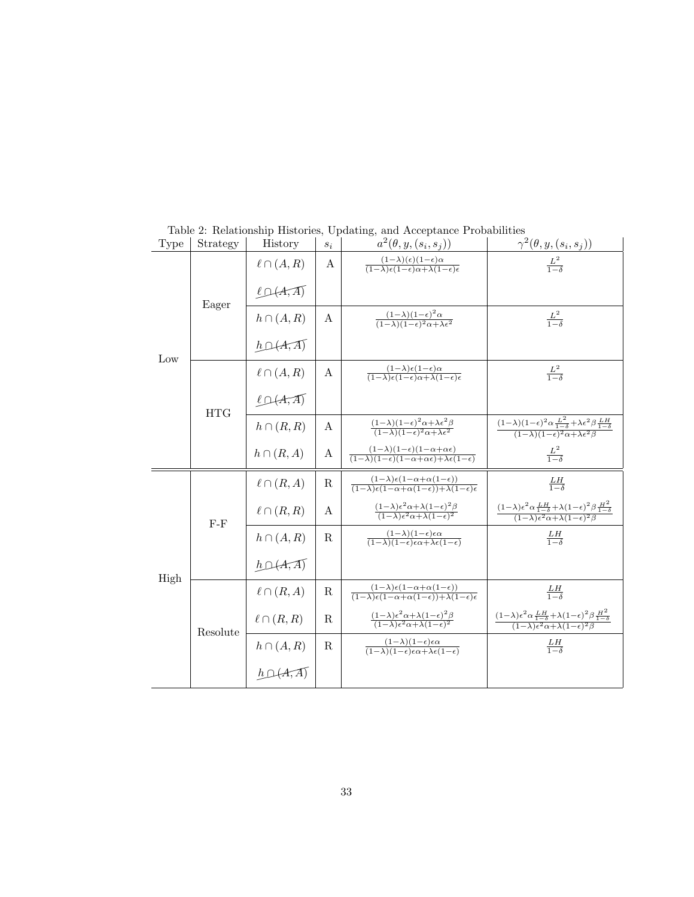Table 2: Relationship Histories, Updating, and Acceptance Probabilities

| Type | Strategy | History | $s_i$ | $a^2(\theta, y, (s_i, s_j))$ | $\gamma^2(\theta, y, (s_i, s_j))$ |
|---|---|---|---|---|---|
| Low | Eager | $\ell \cap (A, R)$ | A | $\frac{(1-\lambda)(\epsilon)(1-\epsilon)\alpha}{(1-\lambda)\epsilon(1-\epsilon)\alpha+\lambda(1-\epsilon)\epsilon}$ | $\frac{L^2}{1-\delta}$ |
| | | ~~$\ell \cap (A, A)$~~ | | | |
| | | $h \cap (A, R)$ | A | $\frac{(1-\lambda)(1-\epsilon)^2\alpha}{(1-\lambda)(1-\epsilon)^2\alpha+\lambda\epsilon^2}$ | $\frac{L^2}{1-\delta}$ |
| | | ~~$h \cap (A, A)$~~ | | | |
| | HTG | $\ell \cap (A, R)$ | A | $\frac{(1-\lambda)\epsilon(1-\epsilon)\alpha}{(1-\lambda)\epsilon(1-\epsilon)\alpha+\lambda(1-\epsilon)\epsilon}$ | $\frac{L^2}{1-\delta}$ |
| | | ~~$\ell \cap (A, A)$~~ | | | |
| | | $h \cap (R, R)$ | A | $\frac{(1-\lambda)(1-\epsilon)^2\alpha+\lambda\epsilon^2\beta}{(1-\lambda)(1-\epsilon)^2\alpha+\lambda\epsilon^2}$ | $\frac{(1-\lambda)(1-\epsilon)^2\alpha\frac{L^2}{1-\delta}+\lambda\epsilon^2\beta\frac{LH}{1-\delta}}{(1-\lambda)(1-\epsilon)^2\alpha+\lambda\epsilon^2\beta}$ |
| | | $h \cap (R, A)$ | A | $\frac{(1-\lambda)(1-\epsilon)(1-\alpha+\alpha\epsilon)}{(1-\lambda)(1-\epsilon)(1-\alpha+\alpha\epsilon)+\lambda\epsilon(1-\epsilon)}$ | $\frac{L^2}{1-\delta}$ |
| High | F-F | $\ell \cap (R, A)$ | R | $\frac{(1-\lambda)\epsilon(1-\alpha+\alpha(1-\epsilon))}{(1-\lambda)\epsilon(1-\alpha+\alpha(1-\epsilon))+\lambda(1-\epsilon)\epsilon}$ | $\frac{LH}{1-\delta}$ |
| | | $\ell \cap (R, R)$ | A | $\frac{(1-\lambda)\epsilon^2\alpha+\lambda(1-\epsilon)^2\beta}{(1-\lambda)\epsilon^2\alpha+\lambda(1-\epsilon)^2}$ | $\frac{(1-\lambda)\epsilon^2\alpha\frac{LH}{1-\delta}+\lambda(1-\epsilon)^2\beta\frac{H^2}{1-\delta}}{(1-\lambda)\epsilon^2\alpha+\lambda(1-\epsilon)^2\beta}$ |
| | | $h \cap (A, R)$ | R | $\frac{(1-\lambda)(1-\epsilon)\epsilon\alpha}{(1-\lambda)(1-\epsilon)\epsilon\alpha+\lambda\epsilon(1-\epsilon)}$ | $\frac{LH}{1-\delta}$ |
| | | ~~$h \cap (A, A)$~~ | | | |
| | Resolute | $\ell \cap (R, A)$ | R | $\frac{(1-\lambda)\epsilon(1-\alpha+\alpha(1-\epsilon))}{(1-\lambda)\epsilon(1-\alpha+\alpha(1-\epsilon))+\lambda(1-\epsilon)\epsilon}$ | $\frac{LH}{1-\delta}$ |
| | | $\ell \cap (R, R)$ | R | $\frac{(1-\lambda)\epsilon^2\alpha+\lambda(1-\epsilon)^2\beta}{(1-\lambda)\epsilon^2\alpha+\lambda(1-\epsilon)^2}$ | $\frac{(1-\lambda)\epsilon^2\alpha\frac{LH}{1-\delta}+\lambda(1-\epsilon)^2\beta\frac{H^2}{1-\delta}}{(1-\lambda)\epsilon^2\alpha+\lambda(1-\epsilon)^2\beta}$ |
| | | $h \cap (A, R)$ | R | $\frac{(1-\lambda)(1-\epsilon)\epsilon\alpha}{(1-\lambda)(1-\epsilon)\epsilon\alpha+\lambda\epsilon(1-\epsilon)}$ | $\frac{LH}{1-\delta}$ |
| | | ~~$h \cap (A, A)$~~ | | | |